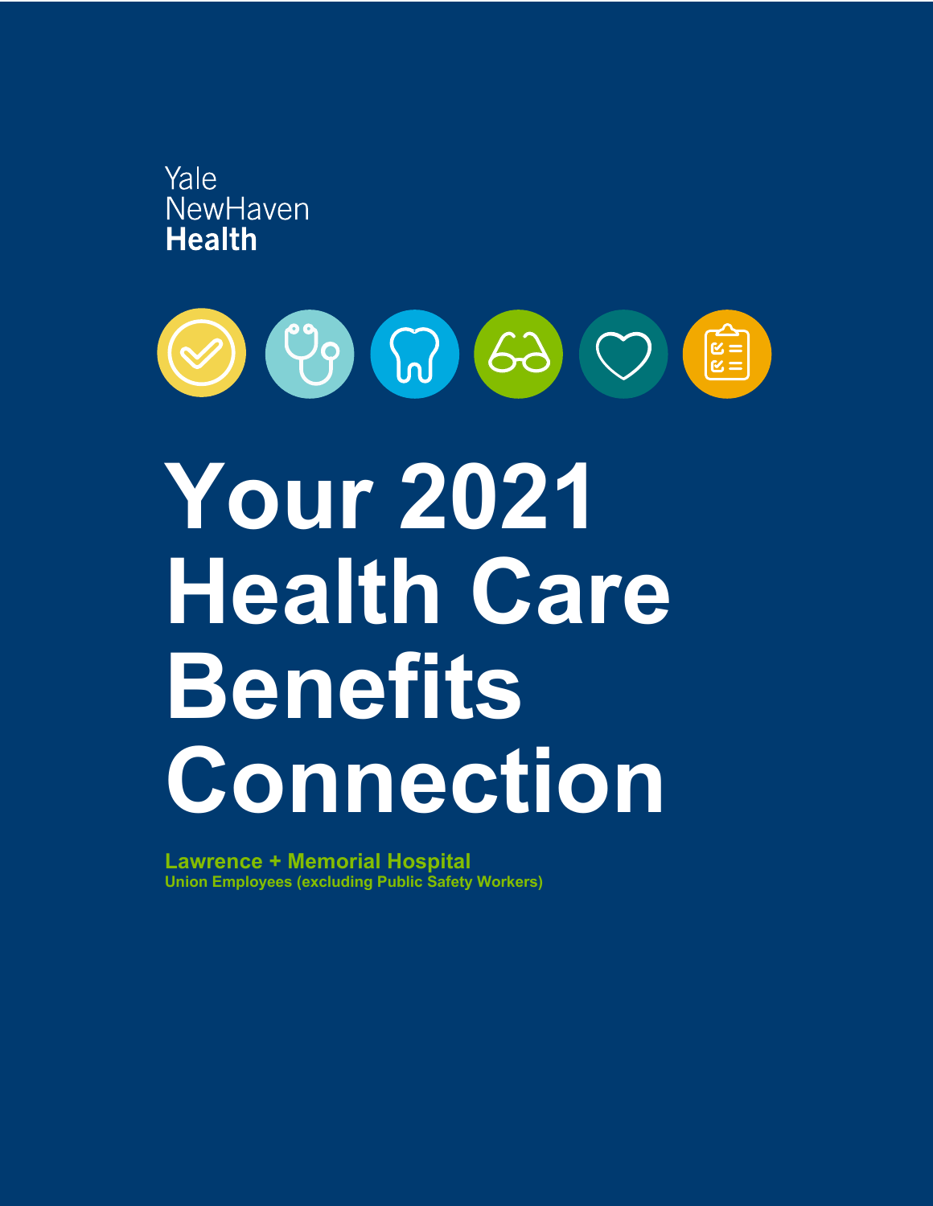Yale
NewHaven
**Health**

# Your 2021 Health Care Benefits Connection

**Lawrence + Memorial Hospital**

**Union Employees (excluding Public Safety Workers)**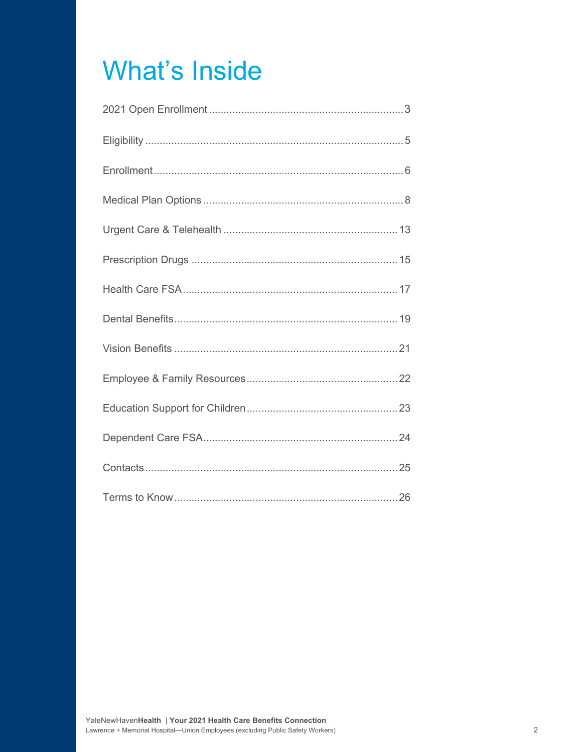# What's Inside

2021 Open Enrollment ........ 3

Eligibility ........ 5

Enrollment ........ 6

Medical Plan Options ........ 8

Urgent Care & Telehealth ........ 13

Prescription Drugs ........ 15

Health Care FSA ........ 17

Dental Benefits ........ 19

Vision Benefits ........ 21

Employee & Family Resources ........ 22

Education Support for Children ........ 23

Dependent Care FSA ........ 24

Contacts ........ 25

Terms to Know ........ 26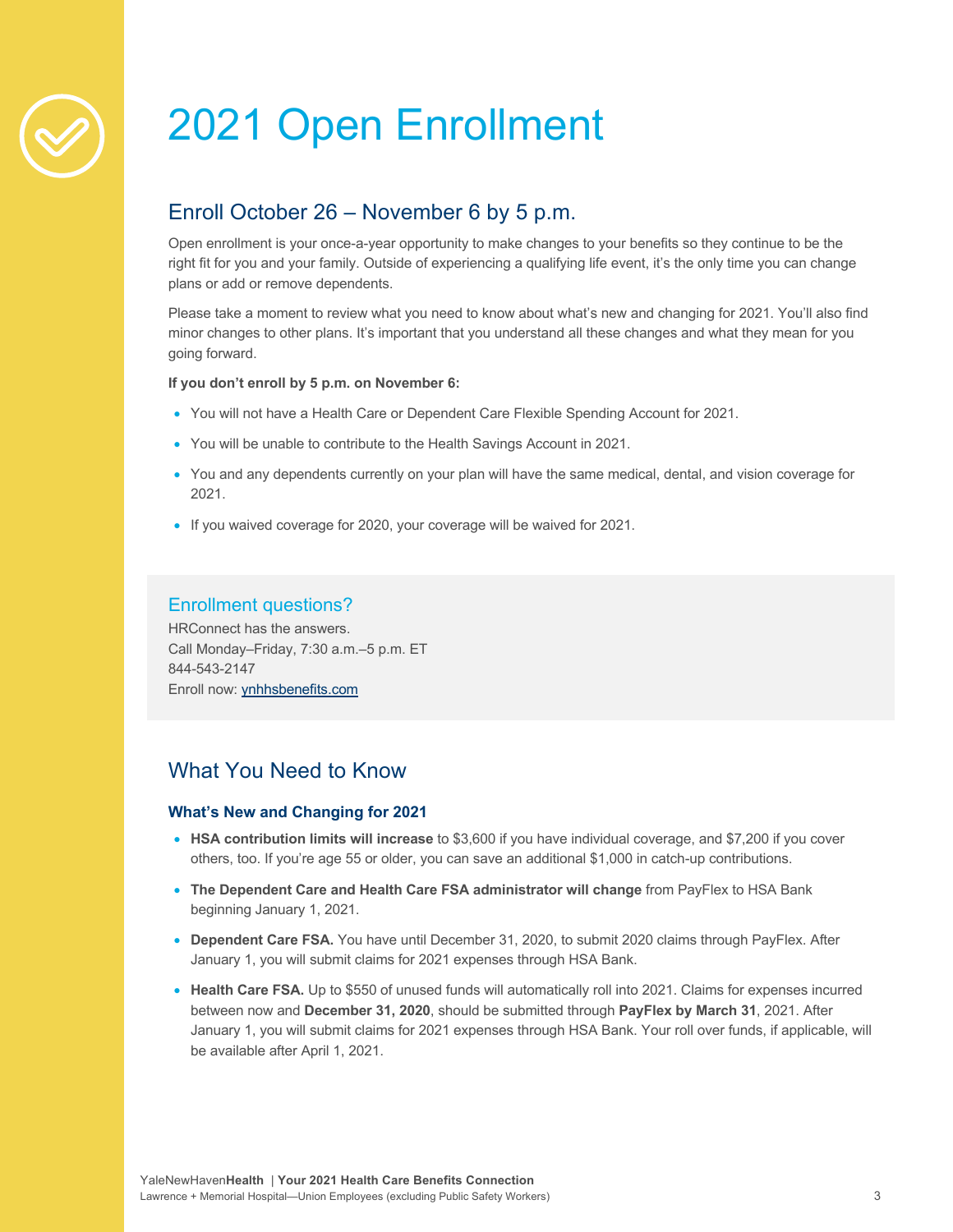# 2021 Open Enrollment

## Enroll October 26 – November 6 by 5 p.m.

Open enrollment is your once-a-year opportunity to make changes to your benefits so they continue to be the right fit for you and your family. Outside of experiencing a qualifying life event, it's the only time you can change plans or add or remove dependents.

Please take a moment to review what you need to know about what's new and changing for 2021. You'll also find minor changes to other plans. It's important that you understand all these changes and what they mean for you going forward.

**If you don't enroll by 5 p.m. on November 6:**

- You will not have a Health Care or Dependent Care Flexible Spending Account for 2021.
- You will be unable to contribute to the Health Savings Account in 2021.
- You and any dependents currently on your plan will have the same medical, dental, and vision coverage for 2021.
- If you waived coverage for 2020, your coverage will be waived for 2021.

### Enrollment questions?

HRConnect has the answers.
Call Monday–Friday, 7:30 a.m.–5 p.m. ET
844-543-2147
Enroll now: ynhhsbenefits.com

## What You Need to Know

### What's New and Changing for 2021

- **HSA contribution limits will increase** to $3,600 if you have individual coverage, and $7,200 if you cover others, too. If you're age 55 or older, you can save an additional $1,000 in catch-up contributions.
- **The Dependent Care and Health Care FSA administrator will change** from PayFlex to HSA Bank beginning January 1, 2021.
- **Dependent Care FSA.** You have until December 31, 2020, to submit 2020 claims through PayFlex. After January 1, you will submit claims for 2021 expenses through HSA Bank.
- **Health Care FSA.** Up to $550 of unused funds will automatically roll into 2021. Claims for expenses incurred between now and **December 31, 2020**, should be submitted through **PayFlex by March 31**, 2021. After January 1, you will submit claims for 2021 expenses through HSA Bank. Your roll over funds, if applicable, will be available after April 1, 2021.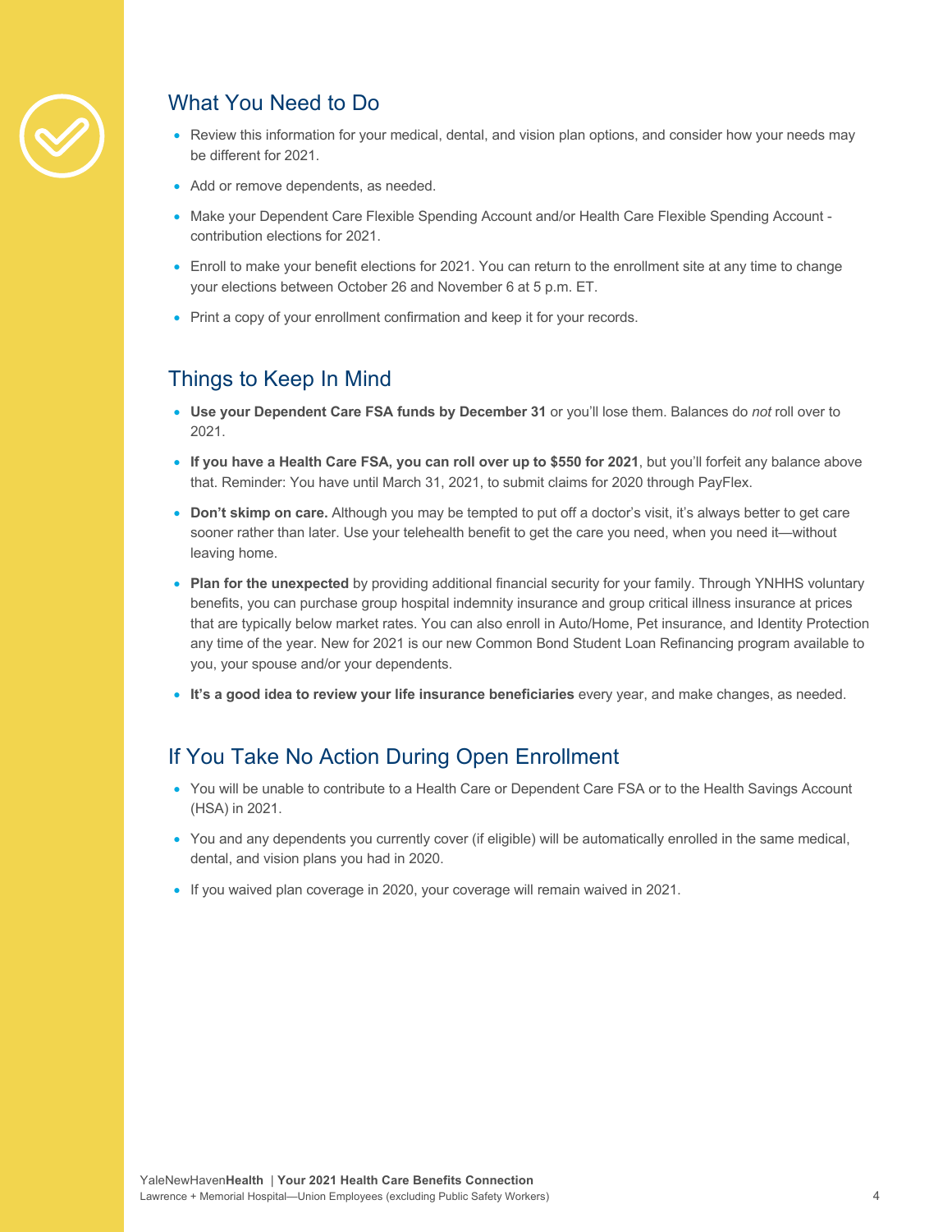## What You Need to Do

- Review this information for your medical, dental, and vision plan options, and consider how your needs may be different for 2021.
- Add or remove dependents, as needed.
- Make your Dependent Care Flexible Spending Account and/or Health Care Flexible Spending Account - contribution elections for 2021.
- Enroll to make your benefit elections for 2021. You can return to the enrollment site at any time to change your elections between October 26 and November 6 at 5 p.m. ET.
- Print a copy of your enrollment confirmation and keep it for your records.

## Things to Keep In Mind

- **Use your Dependent Care FSA funds by December 31** or you'll lose them. Balances do *not* roll over to 2021.
- **If you have a Health Care FSA, you can roll over up to $550 for 2021**, but you'll forfeit any balance above that. Reminder: You have until March 31, 2021, to submit claims for 2020 through PayFlex.
- **Don't skimp on care.** Although you may be tempted to put off a doctor's visit, it's always better to get care sooner rather than later. Use your telehealth benefit to get the care you need, when you need it—without leaving home.
- **Plan for the unexpected** by providing additional financial security for your family. Through YNHHS voluntary benefits, you can purchase group hospital indemnity insurance and group critical illness insurance at prices that are typically below market rates. You can also enroll in Auto/Home, Pet insurance, and Identity Protection any time of the year. New for 2021 is our new Common Bond Student Loan Refinancing program available to you, your spouse and/or your dependents.
- **It's a good idea to review your life insurance beneficiaries** every year, and make changes, as needed.

## If You Take No Action During Open Enrollment

- You will be unable to contribute to a Health Care or Dependent Care FSA or to the Health Savings Account (HSA) in 2021.
- You and any dependents you currently cover (if eligible) will be automatically enrolled in the same medical, dental, and vision plans you had in 2020.
- If you waived plan coverage in 2020, your coverage will remain waived in 2021.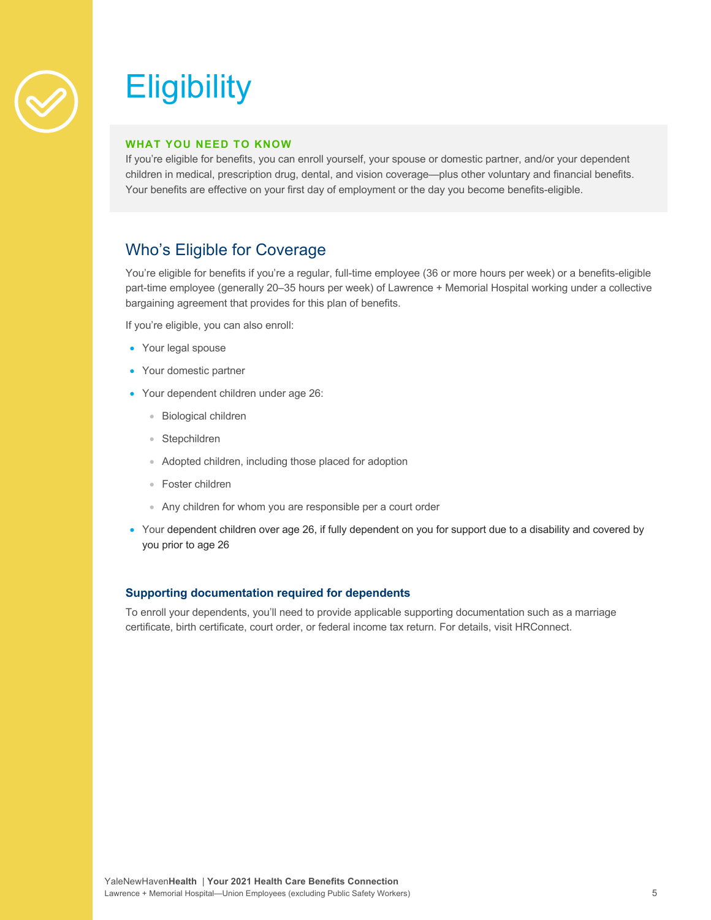# Eligibility

**WHAT YOU NEED TO KNOW**

If you're eligible for benefits, you can enroll yourself, your spouse or domestic partner, and/or your dependent children in medical, prescription drug, dental, and vision coverage—plus other voluntary and financial benefits. Your benefits are effective on your first day of employment or the day you become benefits-eligible.

## Who's Eligible for Coverage

You're eligible for benefits if you're a regular, full-time employee (36 or more hours per week) or a benefits-eligible part-time employee (generally 20–35 hours per week) of Lawrence + Memorial Hospital working under a collective bargaining agreement that provides for this plan of benefits.

If you're eligible, you can also enroll:

- Your legal spouse
- Your domestic partner
- Your dependent children under age 26:
  - Biological children
  - Stepchildren
  - Adopted children, including those placed for adoption
  - Foster children
  - Any children for whom you are responsible per a court order
- Your dependent children over age 26, if fully dependent on you for support due to a disability and covered by you prior to age 26

### Supporting documentation required for dependents

To enroll your dependents, you'll need to provide applicable supporting documentation such as a marriage certificate, birth certificate, court order, or federal income tax return. For details, visit HRConnect.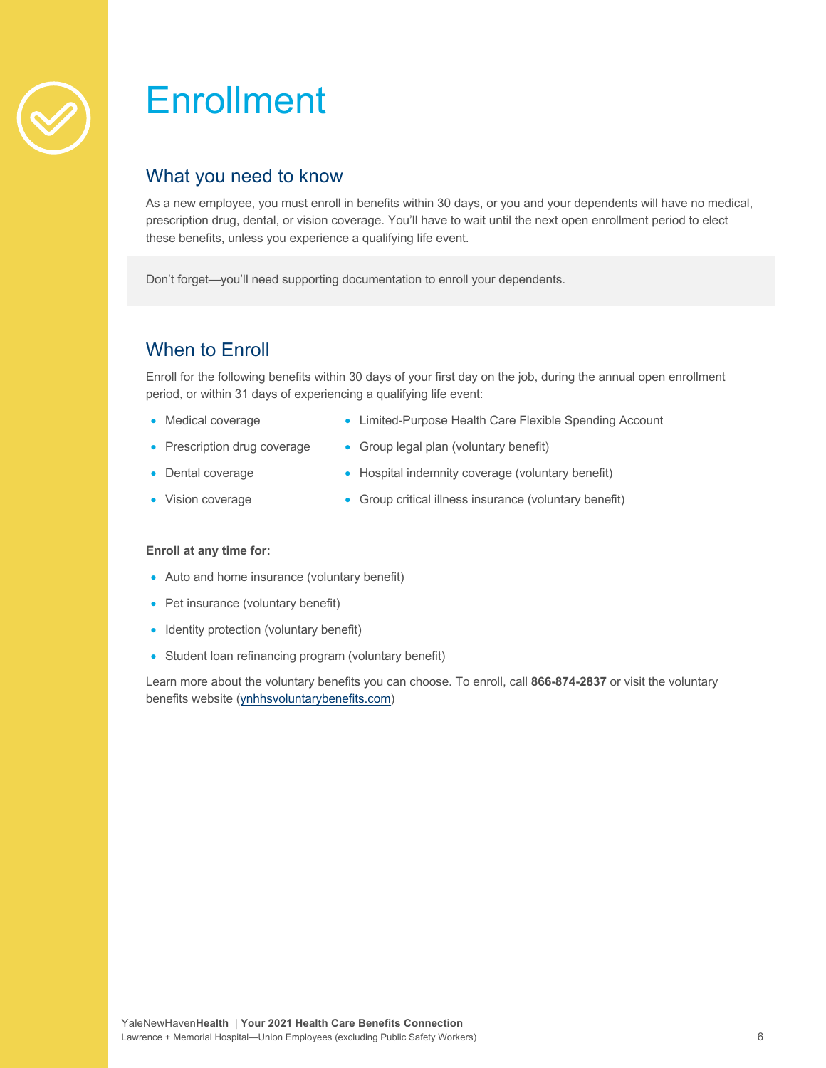# Enrollment

## What you need to know

As a new employee, you must enroll in benefits within 30 days, or you and your dependents will have no medical, prescription drug, dental, or vision coverage. You'll have to wait until the next open enrollment period to elect these benefits, unless you experience a qualifying life event.

Don't forget—you'll need supporting documentation to enroll your dependents.

## When to Enroll

Enroll for the following benefits within 30 days of your first day on the job, during the annual open enrollment period, or within 31 days of experiencing a qualifying life event:

- Medical coverage
- Prescription drug coverage
- Dental coverage
- Vision coverage
- Limited-Purpose Health Care Flexible Spending Account
- Group legal plan (voluntary benefit)
- Hospital indemnity coverage (voluntary benefit)
- Group critical illness insurance (voluntary benefit)

**Enroll at any time for:**

- Auto and home insurance (voluntary benefit)
- Pet insurance (voluntary benefit)
- Identity protection (voluntary benefit)
- Student loan refinancing program (voluntary benefit)

Learn more about the voluntary benefits you can choose. To enroll, call **866-874-2837** or visit the voluntary benefits website (ynhhsvoluntarybenefits.com)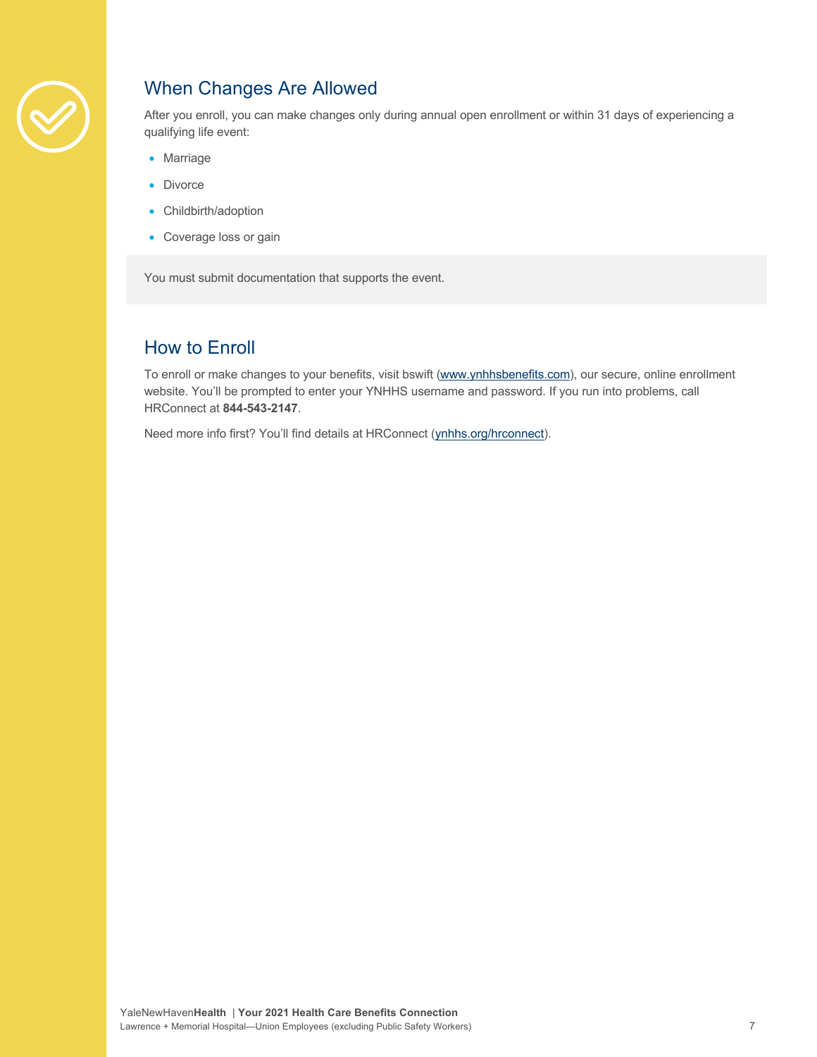## When Changes Are Allowed

After you enroll, you can make changes only during annual open enrollment or within 31 days of experiencing a qualifying life event:

- Marriage
- Divorce
- Childbirth/adoption
- Coverage loss or gain

You must submit documentation that supports the event.

## How to Enroll

To enroll or make changes to your benefits, visit bswift (www.ynhhsbenefits.com), our secure, online enrollment website. You'll be prompted to enter your YNHHS username and password. If you run into problems, call HRConnect at **844-543-2147**.

Need more info first? You'll find details at HRConnect (ynhhs.org/hrconnect).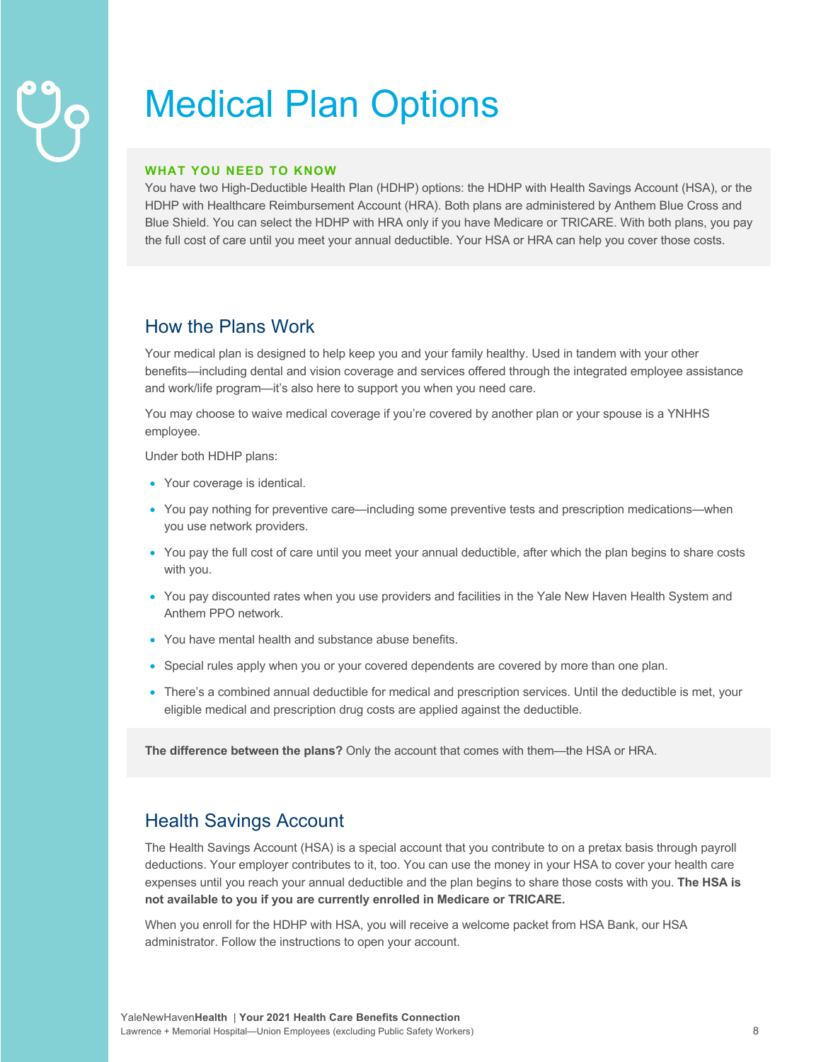# Medical Plan Options

**WHAT YOU NEED TO KNOW**

You have two High-Deductible Health Plan (HDHP) options: the HDHP with Health Savings Account (HSA), or the HDHP with Healthcare Reimbursement Account (HRA). Both plans are administered by Anthem Blue Cross and Blue Shield. You can select the HDHP with HRA only if you have Medicare or TRICARE. With both plans, you pay the full cost of care until you meet your annual deductible. Your HSA or HRA can help you cover those costs.

## How the Plans Work

Your medical plan is designed to help keep you and your family healthy. Used in tandem with your other benefits—including dental and vision coverage and services offered through the integrated employee assistance and work/life program—it's also here to support you when you need care.

You may choose to waive medical coverage if you're covered by another plan or your spouse is a YNHHS employee.

Under both HDHP plans:

- Your coverage is identical.
- You pay nothing for preventive care—including some preventive tests and prescription medications—when you use network providers.
- You pay the full cost of care until you meet your annual deductible, after which the plan begins to share costs with you.
- You pay discounted rates when you use providers and facilities in the Yale New Haven Health System and Anthem PPO network.
- You have mental health and substance abuse benefits.
- Special rules apply when you or your covered dependents are covered by more than one plan.
- There's a combined annual deductible for medical and prescription services. Until the deductible is met, your eligible medical and prescription drug costs are applied against the deductible.

**The difference between the plans?** Only the account that comes with them—the HSA or HRA.

## Health Savings Account

The Health Savings Account (HSA) is a special account that you contribute to on a pretax basis through payroll deductions. Your employer contributes to it, too. You can use the money in your HSA to cover your health care expenses until you reach your annual deductible and the plan begins to share those costs with you. **The HSA is not available to you if you are currently enrolled in Medicare or TRICARE.**

When you enroll for the HDHP with HSA, you will receive a welcome packet from HSA Bank, our HSA administrator. Follow the instructions to open your account.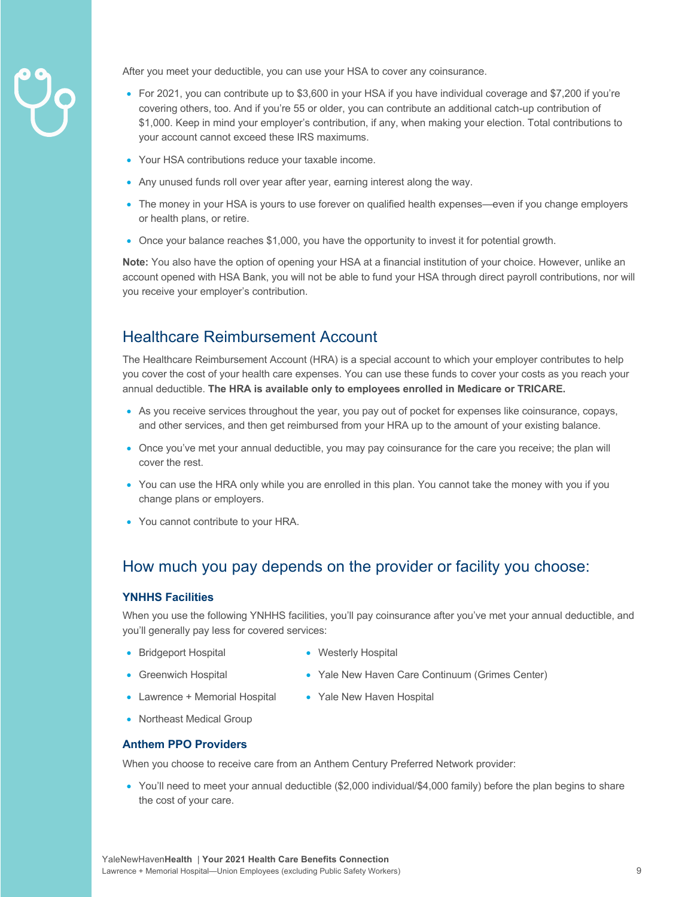After you meet your deductible, you can use your HSA to cover any coinsurance.

- For 2021, you can contribute up to $3,600 in your HSA if you have individual coverage and $7,200 if you're covering others, too. And if you're 55 or older, you can contribute an additional catch-up contribution of $1,000. Keep in mind your employer's contribution, if any, when making your election. Total contributions to your account cannot exceed these IRS maximums.
- Your HSA contributions reduce your taxable income.
- Any unused funds roll over year after year, earning interest along the way.
- The money in your HSA is yours to use forever on qualified health expenses—even if you change employers or health plans, or retire.
- Once your balance reaches $1,000, you have the opportunity to invest it for potential growth.

**Note:** You also have the option of opening your HSA at a financial institution of your choice. However, unlike an account opened with HSA Bank, you will not be able to fund your HSA through direct payroll contributions, nor will you receive your employer's contribution.

## Healthcare Reimbursement Account

The Healthcare Reimbursement Account (HRA) is a special account to which your employer contributes to help you cover the cost of your health care expenses. You can use these funds to cover your costs as you reach your annual deductible. **The HRA is available only to employees enrolled in Medicare or TRICARE.**

- As you receive services throughout the year, you pay out of pocket for expenses like coinsurance, copays, and other services, and then get reimbursed from your HRA up to the amount of your existing balance.
- Once you've met your annual deductible, you may pay coinsurance for the care you receive; the plan will cover the rest.
- You can use the HRA only while you are enrolled in this plan. You cannot take the money with you if you change plans or employers.
- You cannot contribute to your HRA.

## How much you pay depends on the provider or facility you choose:

### YNHHS Facilities

When you use the following YNHHS facilities, you'll pay coinsurance after you've met your annual deductible, and you'll generally pay less for covered services:

- Bridgeport Hospital
- Greenwich Hospital
- Lawrence + Memorial Hospital
- Northeast Medical Group
- Westerly Hospital
- Yale New Haven Care Continuum (Grimes Center)
- Yale New Haven Hospital

### Anthem PPO Providers

When you choose to receive care from an Anthem Century Preferred Network provider:

- You'll need to meet your annual deductible ($2,000 individual/$4,000 family) before the plan begins to share the cost of your care.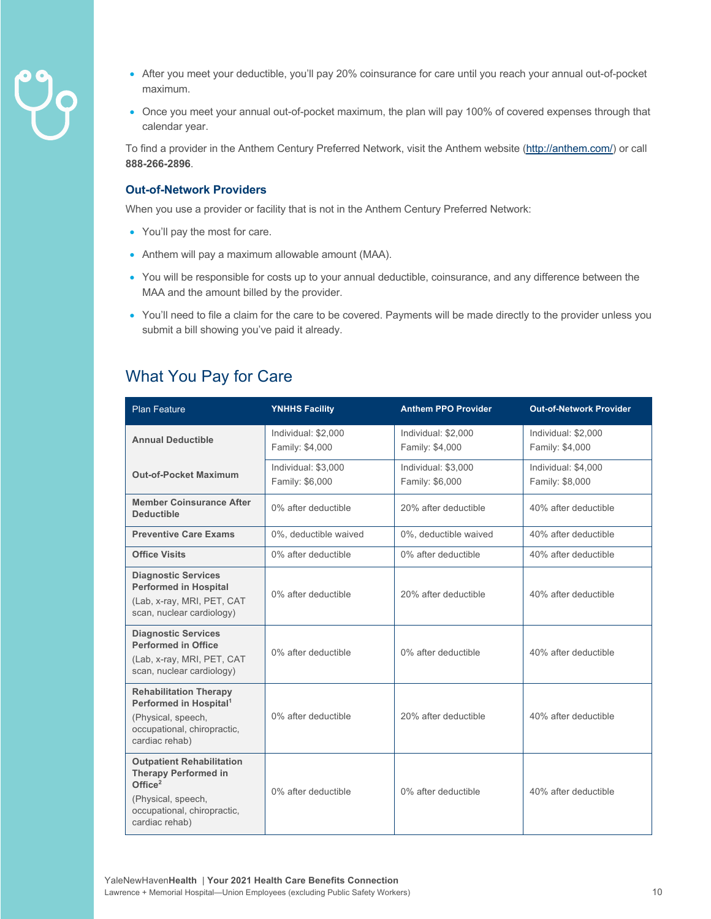- After you meet your deductible, you'll pay 20% coinsurance for care until you reach your annual out-of-pocket maximum.
- Once you meet your annual out-of-pocket maximum, the plan will pay 100% of covered expenses through that calendar year.

To find a provider in the Anthem Century Preferred Network, visit the Anthem website (http://anthem.com/) or call **888-266-2896**.

### Out-of-Network Providers

When you use a provider or facility that is not in the Anthem Century Preferred Network:

- You'll pay the most for care.
- Anthem will pay a maximum allowable amount (MAA).
- You will be responsible for costs up to your annual deductible, coinsurance, and any difference between the MAA and the amount billed by the provider.
- You'll need to file a claim for the care to be covered. Payments will be made directly to the provider unless you submit a bill showing you've paid it already.

## What You Pay for Care

| Plan Feature | YNHHS Facility | Anthem PPO Provider | Out-of-Network Provider |
|---|---|---|---|
| **Annual Deductible** | Individual: $2,000<br>Family: $4,000 | Individual: $2,000<br>Family: $4,000 | Individual: $2,000<br>Family: $4,000 |
| **Out-of-Pocket Maximum** | Individual: $3,000<br>Family: $6,000 | Individual: $3,000<br>Family: $6,000 | Individual: $4,000<br>Family: $8,000 |
| **Member Coinsurance After Deductible** | 0% after deductible | 20% after deductible | 40% after deductible |
| **Preventive Care Exams** | 0%, deductible waived | 0%, deductible waived | 40% after deductible |
| **Office Visits** | 0% after deductible | 0% after deductible | 40% after deductible |
| **Diagnostic Services Performed in Hospital** (Lab, x-ray, MRI, PET, CAT scan, nuclear cardiology) | 0% after deductible | 20% after deductible | 40% after deductible |
| **Diagnostic Services Performed in Office** (Lab, x-ray, MRI, PET, CAT scan, nuclear cardiology) | 0% after deductible | 0% after deductible | 40% after deductible |
| **Rehabilitation Therapy Performed in Hospital**[1] (Physical, speech, occupational, chiropractic, cardiac rehab) | 0% after deductible | 20% after deductible | 40% after deductible |
| **Outpatient Rehabilitation Therapy Performed in Office**[2] (Physical, speech, occupational, chiropractic, cardiac rehab) | 0% after deductible | 0% after deductible | 40% after deductible |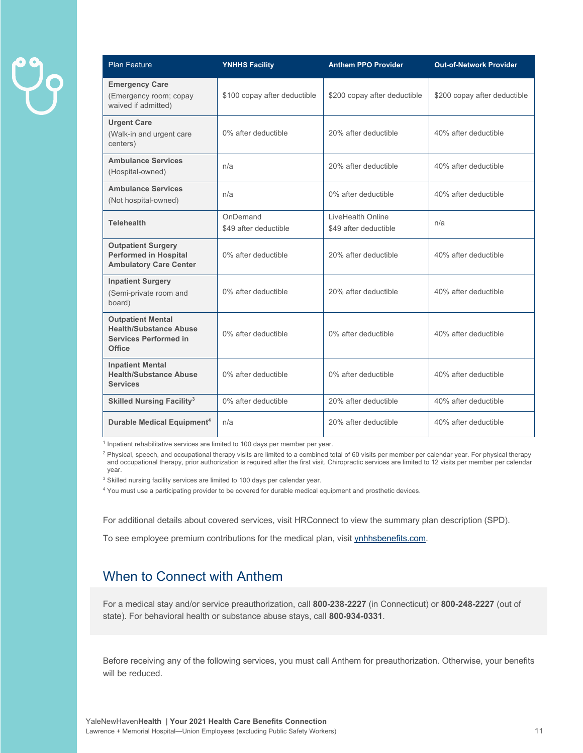| Plan Feature | YNHHS Facility | Anthem PPO Provider | Out-of-Network Provider |
|---|---|---|---|
| **Emergency Care** (Emergency room; copay waived if admitted) | $100 copay after deductible | $200 copay after deductible | $200 copay after deductible |
| **Urgent Care** (Walk-in and urgent care centers) | 0% after deductible | 20% after deductible | 40% after deductible |
| **Ambulance Services** (Hospital-owned) | n/a | 20% after deductible | 40% after deductible |
| **Ambulance Services** (Not hospital-owned) | n/a | 0% after deductible | 40% after deductible |
| **Telehealth** | OnDemand $49 after deductible | LiveHealth Online $49 after deductible | n/a |
| **Outpatient Surgery Performed in Hospital Ambulatory Care Center** | 0% after deductible | 20% after deductible | 40% after deductible |
| **Inpatient Surgery** (Semi-private room and board) | 0% after deductible | 20% after deductible | 40% after deductible |
| **Outpatient Mental Health/Substance Abuse Services Performed in Office** | 0% after deductible | 0% after deductible | 40% after deductible |
| **Inpatient Mental Health/Substance Abuse Services** | 0% after deductible | 0% after deductible | 40% after deductible |
| **Skilled Nursing Facility**[3] | 0% after deductible | 20% after deductible | 40% after deductible |
| **Durable Medical Equipment**[4] | n/a | 20% after deductible | 40% after deductible |

[1] Inpatient rehabilitative services are limited to 100 days per member per year.

[2] Physical, speech, and occupational therapy visits are limited to a combined total of 60 visits per member per calendar year. For physical therapy and occupational therapy, prior authorization is required after the first visit. Chiropractic services are limited to 12 visits per member per calendar year.

[3] Skilled nursing facility services are limited to 100 days per calendar year.

[4] You must use a participating provider to be covered for durable medical equipment and prosthetic devices.

For additional details about covered services, visit HRConnect to view the summary plan description (SPD).

To see employee premium contributions for the medical plan, visit ynhhsbenefits.com.

## When to Connect with Anthem

For a medical stay and/or service preauthorization, call **800-238-2227** (in Connecticut) or **800-248-2227** (out of state). For behavioral health or substance abuse stays, call **800-934-0331**.

Before receiving any of the following services, you must call Anthem for preauthorization. Otherwise, your benefits will be reduced.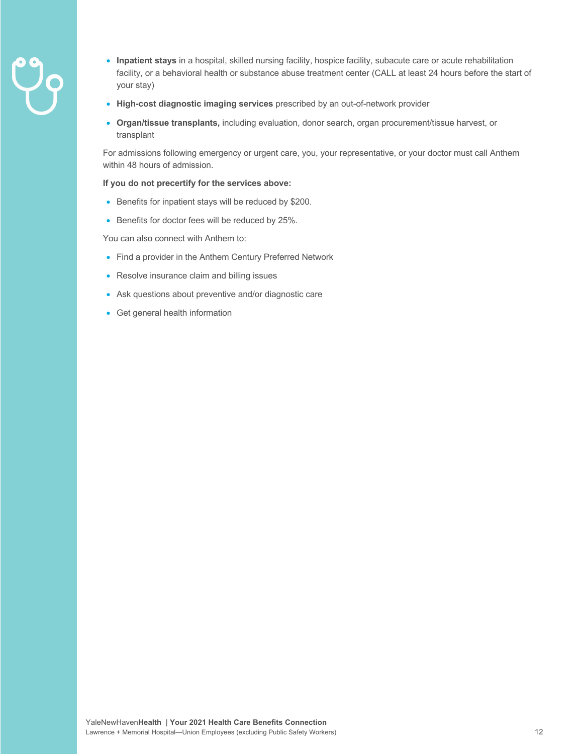- **Inpatient stays** in a hospital, skilled nursing facility, hospice facility, subacute care or acute rehabilitation facility, or a behavioral health or substance abuse treatment center (CALL at least 24 hours before the start of your stay)
- **High-cost diagnostic imaging services** prescribed by an out-of-network provider
- **Organ/tissue transplants,** including evaluation, donor search, organ procurement/tissue harvest, or transplant

For admissions following emergency or urgent care, you, your representative, or your doctor must call Anthem within 48 hours of admission.

**If you do not precertify for the services above:**

- Benefits for inpatient stays will be reduced by $200.
- Benefits for doctor fees will be reduced by 25%.

You can also connect with Anthem to:

- Find a provider in the Anthem Century Preferred Network
- Resolve insurance claim and billing issues
- Ask questions about preventive and/or diagnostic care
- Get general health information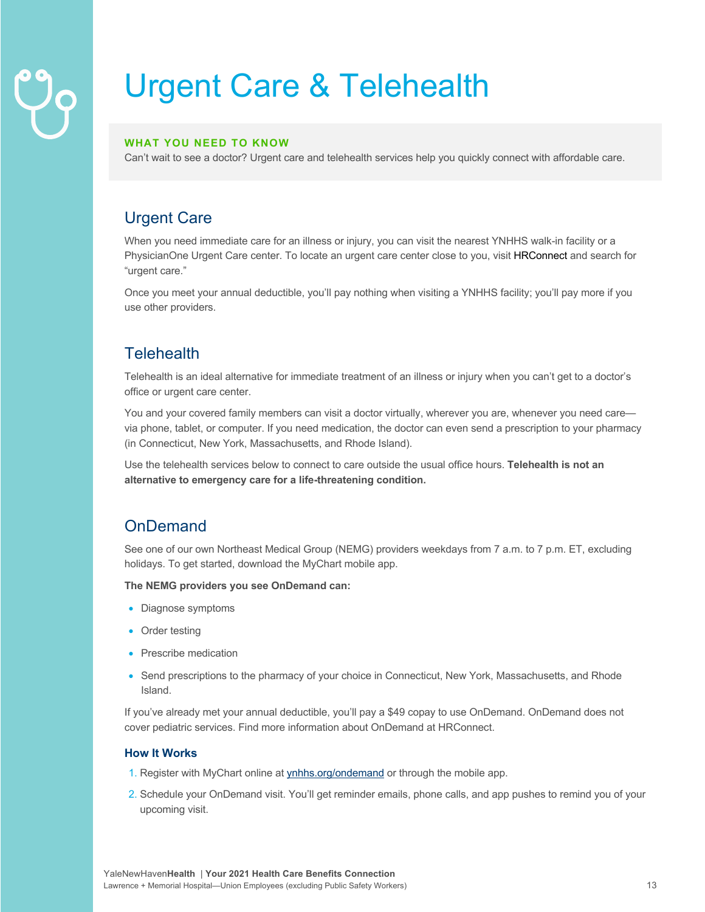# Urgent Care & Telehealth

**WHAT YOU NEED TO KNOW**

Can't wait to see a doctor? Urgent care and telehealth services help you quickly connect with affordable care.

## Urgent Care

When you need immediate care for an illness or injury, you can visit the nearest YNHHS walk-in facility or a PhysicianOne Urgent Care center. To locate an urgent care center close to you, visit HRConnect and search for "urgent care."

Once you meet your annual deductible, you'll pay nothing when visiting a YNHHS facility; you'll pay more if you use other providers.

## Telehealth

Telehealth is an ideal alternative for immediate treatment of an illness or injury when you can't get to a doctor's office or urgent care center.

You and your covered family members can visit a doctor virtually, wherever you are, whenever you need care—via phone, tablet, or computer. If you need medication, the doctor can even send a prescription to your pharmacy (in Connecticut, New York, Massachusetts, and Rhode Island).

Use the telehealth services below to connect to care outside the usual office hours. **Telehealth is not an alternative to emergency care for a life-threatening condition.**

## OnDemand

See one of our own Northeast Medical Group (NEMG) providers weekdays from 7 a.m. to 7 p.m. ET, excluding holidays. To get started, download the MyChart mobile app.

**The NEMG providers you see OnDemand can:**

- Diagnose symptoms
- Order testing
- Prescribe medication
- Send prescriptions to the pharmacy of your choice in Connecticut, New York, Massachusetts, and Rhode Island.

If you've already met your annual deductible, you'll pay a $49 copay to use OnDemand. OnDemand does not cover pediatric services. Find more information about OnDemand at HRConnect.

### How It Works

1. Register with MyChart online at ynhhs.org/ondemand or through the mobile app.
2. Schedule your OnDemand visit. You'll get reminder emails, phone calls, and app pushes to remind you of your upcoming visit.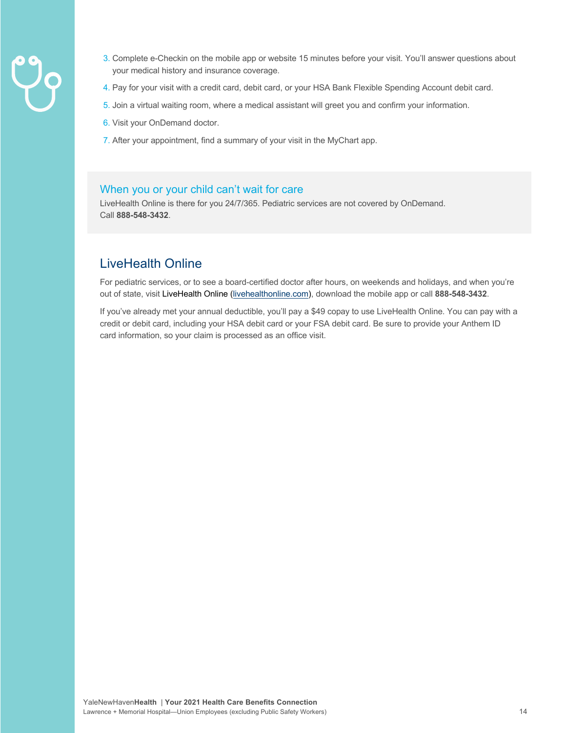3. Complete e-Checkin on the mobile app or website 15 minutes before your visit. You'll answer questions about your medical history and insurance coverage.
4. Pay for your visit with a credit card, debit card, or your HSA Bank Flexible Spending Account debit card.
5. Join a virtual waiting room, where a medical assistant will greet you and confirm your information.
6. Visit your OnDemand doctor.
7. After your appointment, find a summary of your visit in the MyChart app.

### When you or your child can't wait for care

LiveHealth Online is there for you 24/7/365. Pediatric services are not covered by OnDemand. Call **888-548-3432**.

## LiveHealth Online

For pediatric services, or to see a board-certified doctor after hours, on weekends and holidays, and when you're out of state, visit LiveHealth Online (livehealthonline.com), download the mobile app or call **888-548-3432**.

If you've already met your annual deductible, you'll pay a $49 copay to use LiveHealth Online. You can pay with a credit or debit card, including your HSA debit card or your FSA debit card. Be sure to provide your Anthem ID card information, so your claim is processed as an office visit.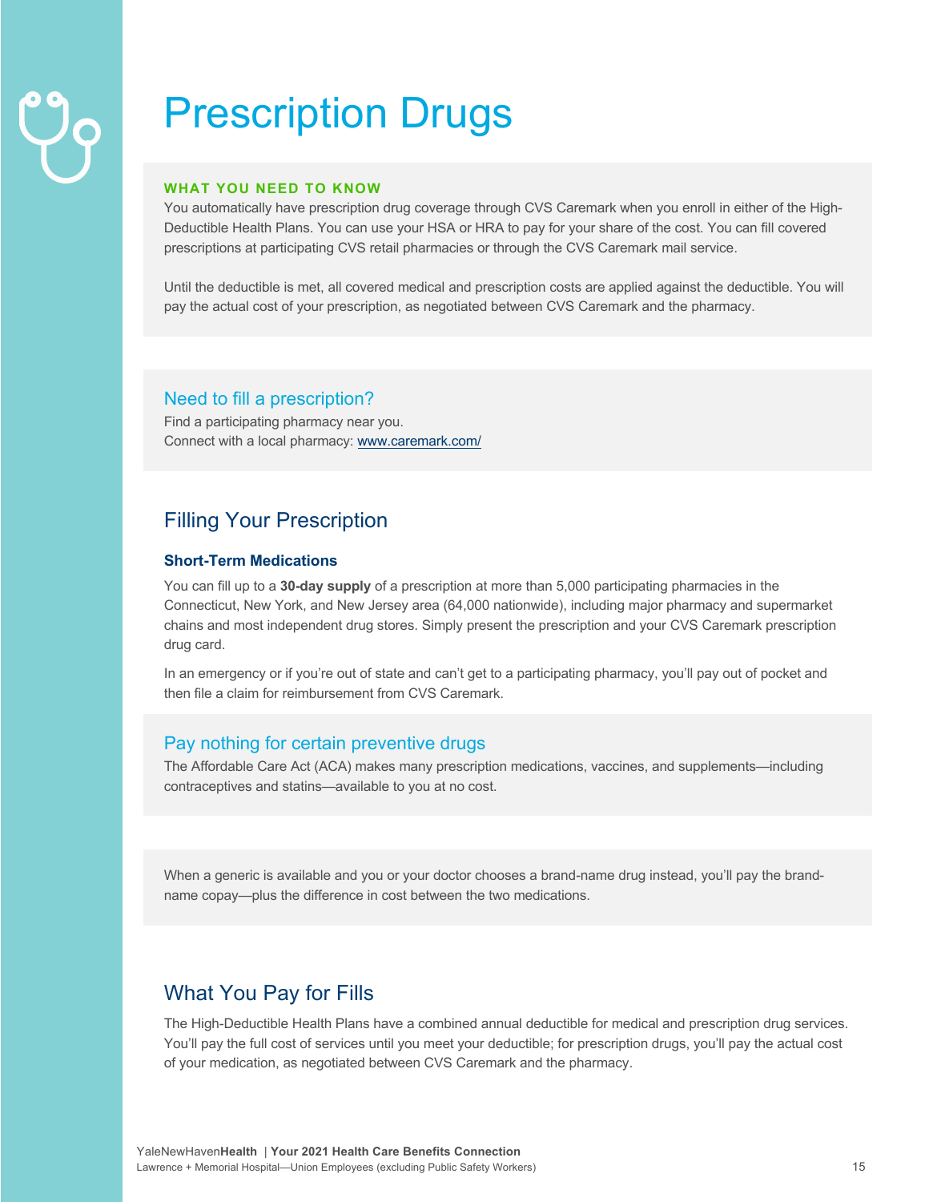# Prescription Drugs

**WHAT YOU NEED TO KNOW**

You automatically have prescription drug coverage through CVS Caremark when you enroll in either of the High-Deductible Health Plans. You can use your HSA or HRA to pay for your share of the cost. You can fill covered prescriptions at participating CVS retail pharmacies or through the CVS Caremark mail service.

Until the deductible is met, all covered medical and prescription costs are applied against the deductible. You will pay the actual cost of your prescription, as negotiated between CVS Caremark and the pharmacy.

### Need to fill a prescription?

Find a participating pharmacy near you.
Connect with a local pharmacy: www.caremark.com/

## Filling Your Prescription

### Short-Term Medications

You can fill up to a **30-day supply** of a prescription at more than 5,000 participating pharmacies in the Connecticut, New York, and New Jersey area (64,000 nationwide), including major pharmacy and supermarket chains and most independent drug stores. Simply present the prescription and your CVS Caremark prescription drug card.

In an emergency or if you're out of state and can't get to a participating pharmacy, you'll pay out of pocket and then file a claim for reimbursement from CVS Caremark.

### Pay nothing for certain preventive drugs

The Affordable Care Act (ACA) makes many prescription medications, vaccines, and supplements—including contraceptives and statins—available to you at no cost.

When a generic is available and you or your doctor chooses a brand-name drug instead, you'll pay the brand-name copay—plus the difference in cost between the two medications.

## What You Pay for Fills

The High-Deductible Health Plans have a combined annual deductible for medical and prescription drug services. You'll pay the full cost of services until you meet your deductible; for prescription drugs, you'll pay the actual cost of your medication, as negotiated between CVS Caremark and the pharmacy.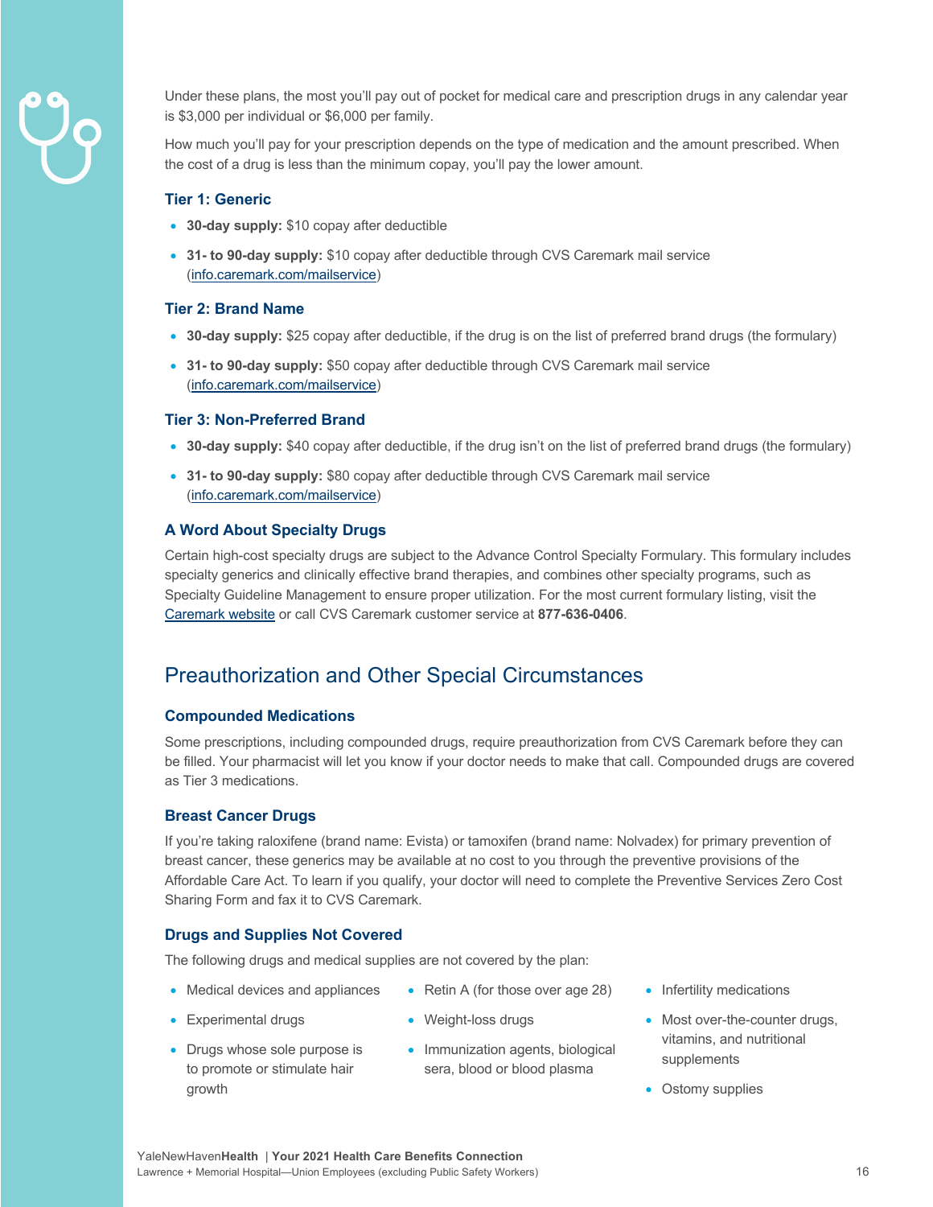Under these plans, the most you'll pay out of pocket for medical care and prescription drugs in any calendar year is $3,000 per individual or $6,000 per family.

How much you'll pay for your prescription depends on the type of medication and the amount prescribed. When the cost of a drug is less than the minimum copay, you'll pay the lower amount.

### Tier 1: Generic

- **30-day supply:** $10 copay after deductible
- **31- to 90-day supply:** $10 copay after deductible through CVS Caremark mail service (info.caremark.com/mailservice)

### Tier 2: Brand Name

- **30-day supply:** $25 copay after deductible, if the drug is on the list of preferred brand drugs (the formulary)
- **31- to 90-day supply:** $50 copay after deductible through CVS Caremark mail service (info.caremark.com/mailservice)

### Tier 3: Non-Preferred Brand

- **30-day supply:** $40 copay after deductible, if the drug isn't on the list of preferred brand drugs (the formulary)
- **31- to 90-day supply:** $80 copay after deductible through CVS Caremark mail service (info.caremark.com/mailservice)

### A Word About Specialty Drugs

Certain high-cost specialty drugs are subject to the Advance Control Specialty Formulary. This formulary includes specialty generics and clinically effective brand therapies, and combines other specialty programs, such as Specialty Guideline Management to ensure proper utilization. For the most current formulary listing, visit the Caremark website or call CVS Caremark customer service at **877-636-0406**.

## Preauthorization and Other Special Circumstances

### Compounded Medications

Some prescriptions, including compounded drugs, require preauthorization from CVS Caremark before they can be filled. Your pharmacist will let you know if your doctor needs to make that call. Compounded drugs are covered as Tier 3 medications.

### Breast Cancer Drugs

If you're taking raloxifene (brand name: Evista) or tamoxifen (brand name: Nolvadex) for primary prevention of breast cancer, these generics may be available at no cost to you through the preventive provisions of the Affordable Care Act. To learn if you qualify, your doctor will need to complete the Preventive Services Zero Cost Sharing Form and fax it to CVS Caremark.

### Drugs and Supplies Not Covered

The following drugs and medical supplies are not covered by the plan:

- Medical devices and appliances
- Experimental drugs
- Drugs whose sole purpose is to promote or stimulate hair growth
- Retin A (for those over age 28)
- Weight-loss drugs
- Immunization agents, biological sera, blood or blood plasma
- Infertility medications
- Most over-the-counter drugs, vitamins, and nutritional supplements
- Ostomy supplies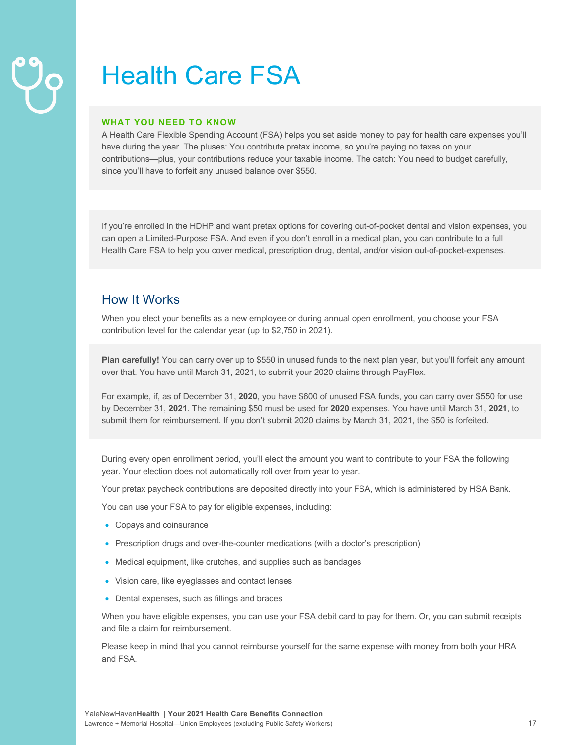# Health Care FSA

**WHAT YOU NEED TO KNOW**

A Health Care Flexible Spending Account (FSA) helps you set aside money to pay for health care expenses you'll have during the year. The pluses: You contribute pretax income, so you're paying no taxes on your contributions—plus, your contributions reduce your taxable income. The catch: You need to budget carefully, since you'll have to forfeit any unused balance over $550.

If you're enrolled in the HDHP and want pretax options for covering out-of-pocket dental and vision expenses, you can open a Limited-Purpose FSA. And even if you don't enroll in a medical plan, you can contribute to a full Health Care FSA to help you cover medical, prescription drug, dental, and/or vision out-of-pocket-expenses.

## How It Works

When you elect your benefits as a new employee or during annual open enrollment, you choose your FSA contribution level for the calendar year (up to $2,750 in 2021).

**Plan carefully!** You can carry over up to $550 in unused funds to the next plan year, but you'll forfeit any amount over that. You have until March 31, 2021, to submit your 2020 claims through PayFlex.

For example, if, as of December 31, **2020**, you have $600 of unused FSA funds, you can carry over $550 for use by December 31, **2021**. The remaining $50 must be used for **2020** expenses. You have until March 31, **2021**, to submit them for reimbursement. If you don't submit 2020 claims by March 31, 2021, the $50 is forfeited.

During every open enrollment period, you'll elect the amount you want to contribute to your FSA the following year. Your election does not automatically roll over from year to year.

Your pretax paycheck contributions are deposited directly into your FSA, which is administered by HSA Bank.

You can use your FSA to pay for eligible expenses, including:

- Copays and coinsurance
- Prescription drugs and over-the-counter medications (with a doctor's prescription)
- Medical equipment, like crutches, and supplies such as bandages
- Vision care, like eyeglasses and contact lenses
- Dental expenses, such as fillings and braces

When you have eligible expenses, you can use your FSA debit card to pay for them. Or, you can submit receipts and file a claim for reimbursement.

Please keep in mind that you cannot reimburse yourself for the same expense with money from both your HRA and FSA.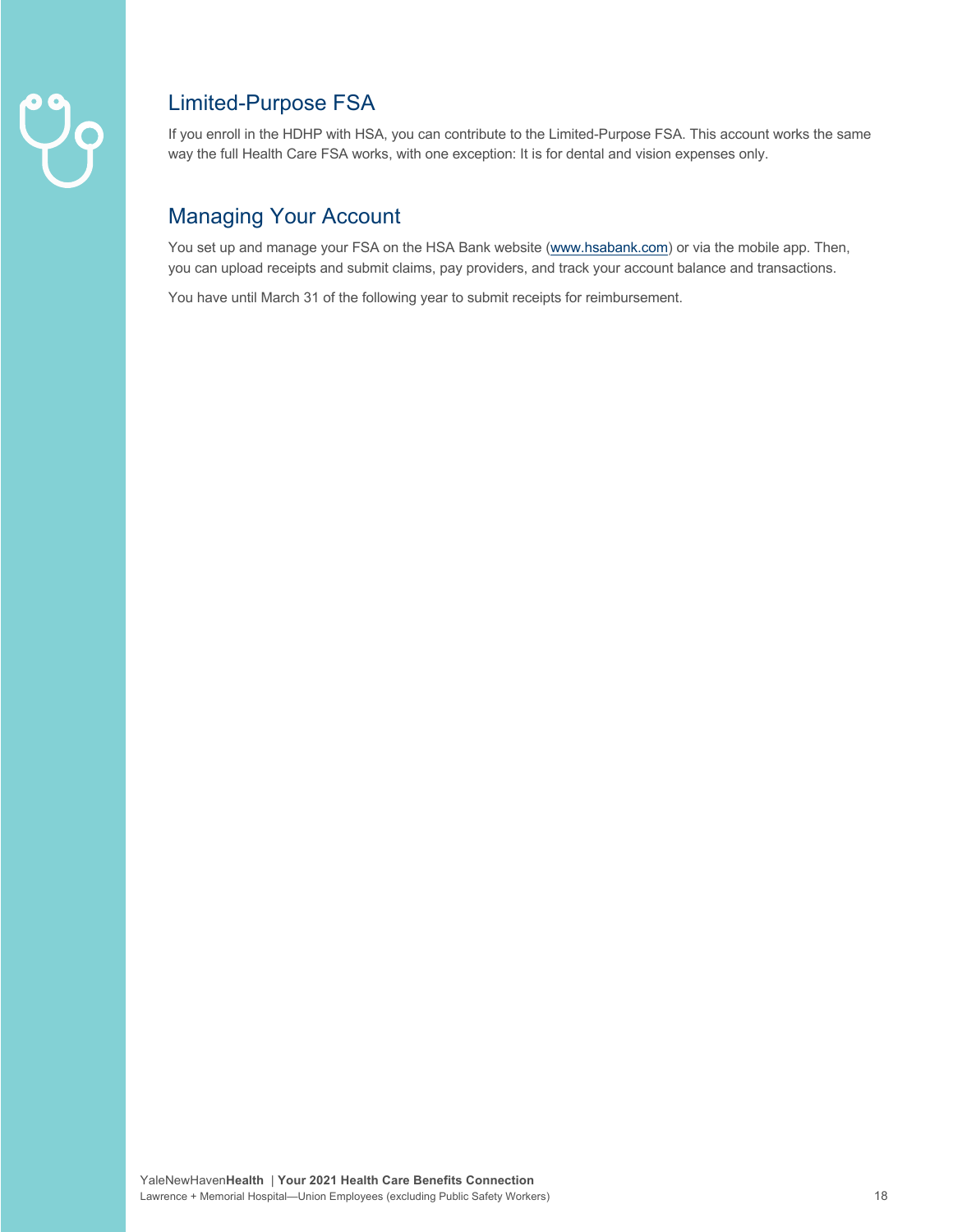## Limited-Purpose FSA

If you enroll in the HDHP with HSA, you can contribute to the Limited-Purpose FSA. This account works the same way the full Health Care FSA works, with one exception: It is for dental and vision expenses only.

## Managing Your Account

You set up and manage your FSA on the HSA Bank website (www.hsabank.com) or via the mobile app. Then, you can upload receipts and submit claims, pay providers, and track your account balance and transactions.

You have until March 31 of the following year to submit receipts for reimbursement.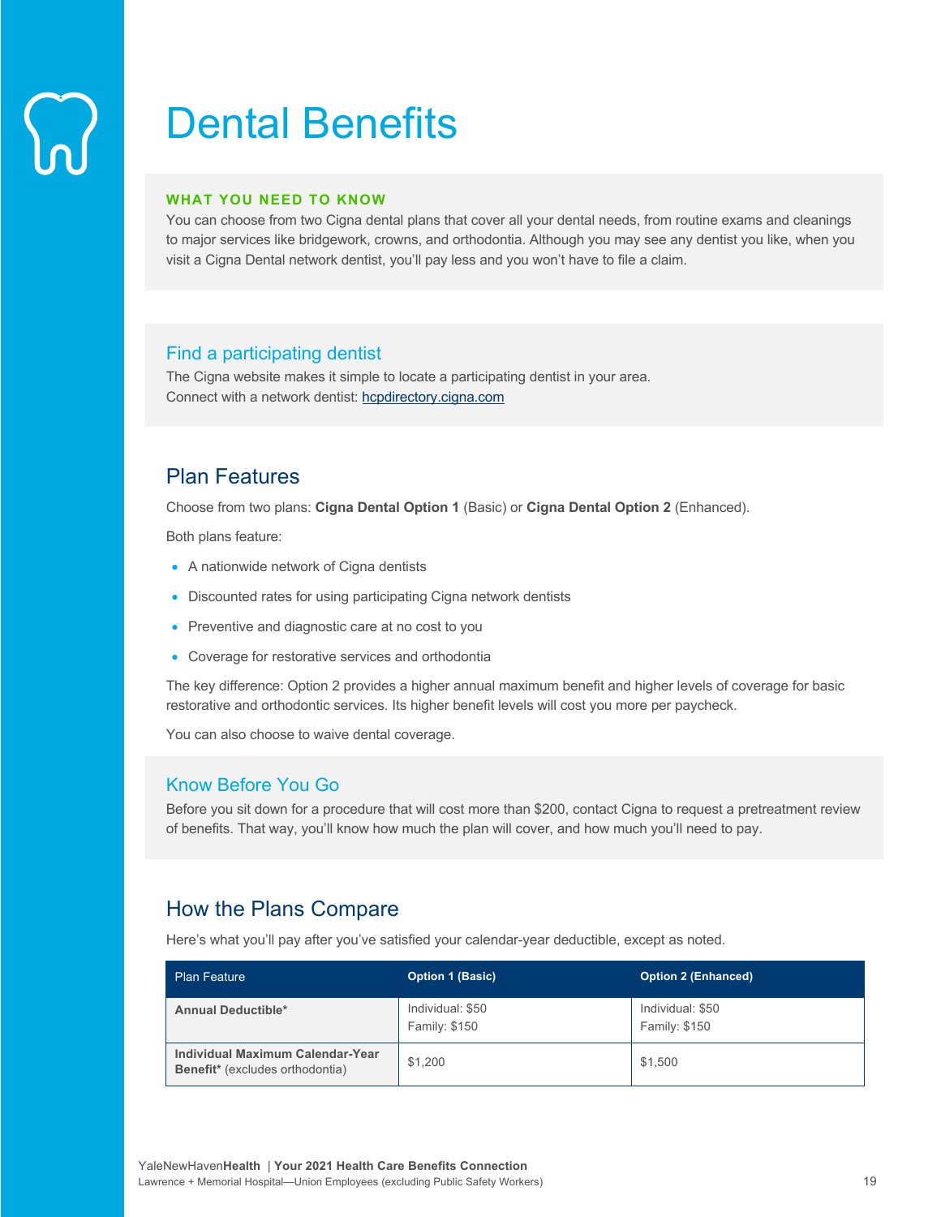# Dental Benefits

**WHAT YOU NEED TO KNOW**

You can choose from two Cigna dental plans that cover all your dental needs, from routine exams and cleanings to major services like bridgework, crowns, and orthodontia. Although you may see any dentist you like, when you visit a Cigna Dental network dentist, you'll pay less and you won't have to file a claim.

### Find a participating dentist

The Cigna website makes it simple to locate a participating dentist in your area.
Connect with a network dentist: hcpdirectory.cigna.com

## Plan Features

Choose from two plans: **Cigna Dental Option 1** (Basic) or **Cigna Dental Option 2** (Enhanced).

Both plans feature:

- A nationwide network of Cigna dentists
- Discounted rates for using participating Cigna network dentists
- Preventive and diagnostic care at no cost to you
- Coverage for restorative services and orthodontia

The key difference: Option 2 provides a higher annual maximum benefit and higher levels of coverage for basic restorative and orthodontic services. Its higher benefit levels will cost you more per paycheck.

You can also choose to waive dental coverage.

### Know Before You Go

Before you sit down for a procedure that will cost more than $200, contact Cigna to request a pretreatment review of benefits. That way, you'll know how much the plan will cover, and how much you'll need to pay.

## How the Plans Compare

Here's what you'll pay after you've satisfied your calendar-year deductible, except as noted.

| Plan Feature | Option 1 (Basic) | Option 2 (Enhanced) |
|---|---|---|
| **Annual Deductible*** | Individual: $50<br>Family: $150 | Individual: $50<br>Family: $150 |
| **Individual Maximum Calendar-Year Benefit*** (excludes orthodontia) | $1,200 | $1,500 |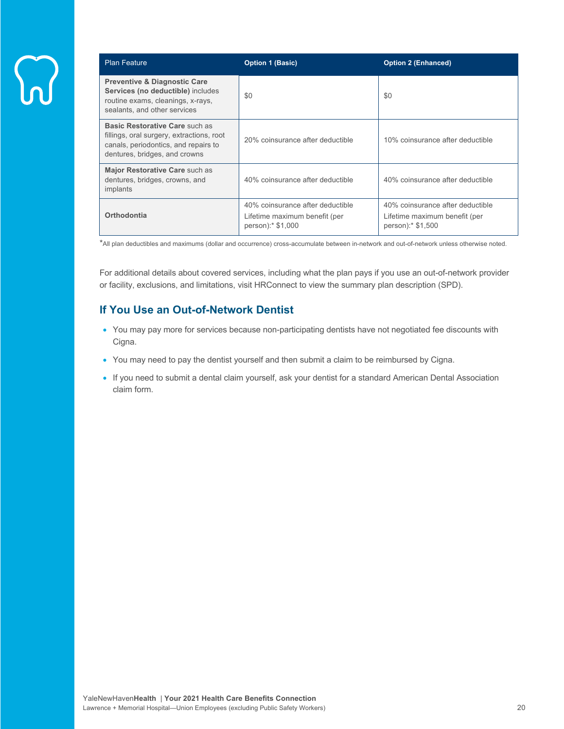| Plan Feature | Option 1 (Basic) | Option 2 (Enhanced) |
| --- | --- | --- |
| **Preventive & Diagnostic Care Services (no deductible)** includes routine exams, cleanings, x-rays, sealants, and other services | $0 | $0 |
| **Basic Restorative Care** such as fillings, oral surgery, extractions, root canals, periodontics, and repairs to dentures, bridges, and crowns | 20% coinsurance after deductible | 10% coinsurance after deductible |
| **Major Restorative Care** such as dentures, bridges, crowns, and implants | 40% coinsurance after deductible | 40% coinsurance after deductible |
| **Orthodontia** | 40% coinsurance after deductible<br>Lifetime maximum benefit (per person):* $1,000 | 40% coinsurance after deductible<br>Lifetime maximum benefit (per person):* $1,500 |

*All plan deductibles and maximums (dollar and occurrence) cross-accumulate between in-network and out-of-network unless otherwise noted.

For additional details about covered services, including what the plan pays if you use an out-of-network provider or facility, exclusions, and limitations, visit HRConnect to view the summary plan description (SPD).

## If You Use an Out-of-Network Dentist

- You may pay more for services because non-participating dentists have not negotiated fee discounts with Cigna.
- You may need to pay the dentist yourself and then submit a claim to be reimbursed by Cigna.
- If you need to submit a dental claim yourself, ask your dentist for a standard American Dental Association claim form.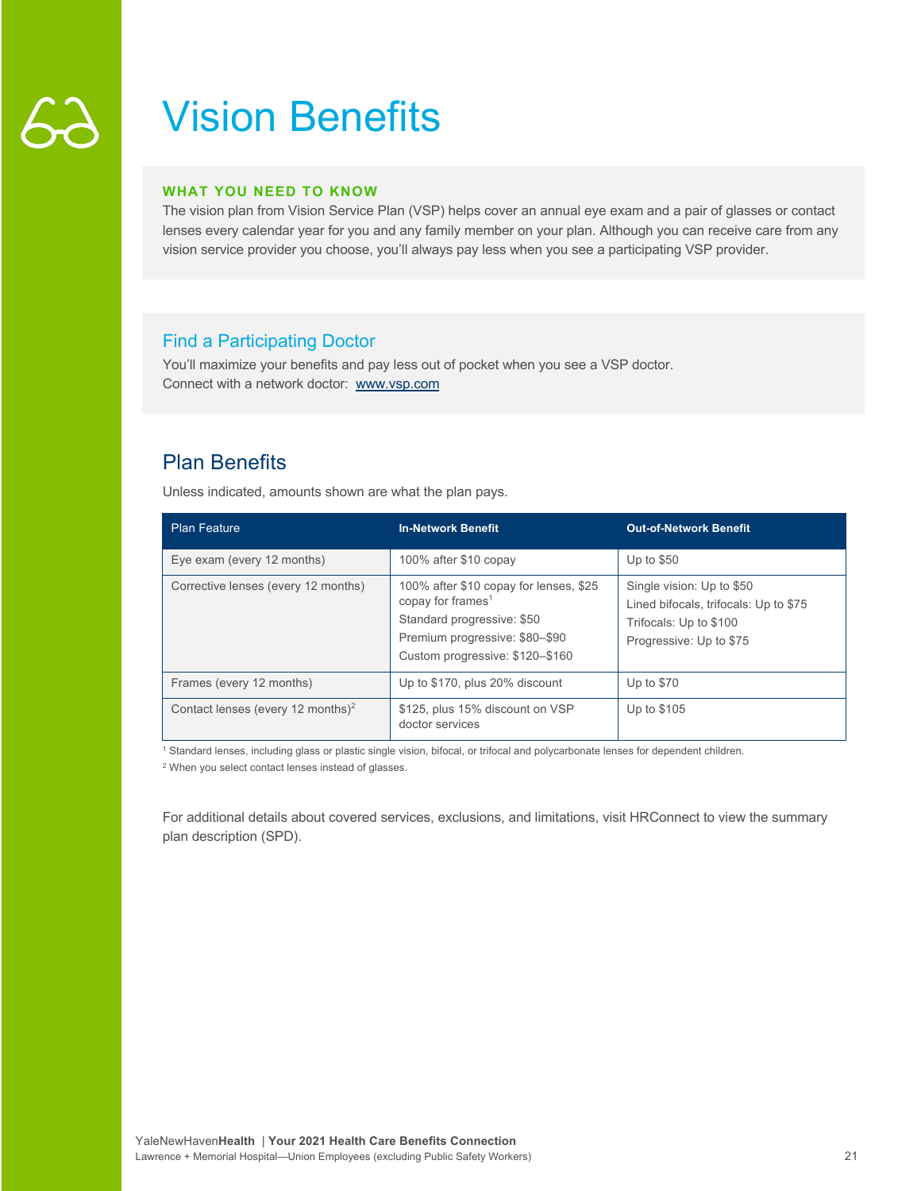# Vision Benefits

**WHAT YOU NEED TO KNOW**

The vision plan from Vision Service Plan (VSP) helps cover an annual eye exam and a pair of glasses or contact lenses every calendar year for you and any family member on your plan. Although you can receive care from any vision service provider you choose, you'll always pay less when you see a participating VSP provider.

## Find a Participating Doctor

You'll maximize your benefits and pay less out of pocket when you see a VSP doctor.
Connect with a network doctor: www.vsp.com

## Plan Benefits

Unless indicated, amounts shown are what the plan pays.

| Plan Feature | In-Network Benefit | Out-of-Network Benefit |
|---|---|---|
| Eye exam (every 12 months) | 100% after $10 copay | Up to $50 |
| Corrective lenses (every 12 months) | 100% after $10 copay for lenses, $25 copay for frames[1]<br>Standard progressive: $50<br>Premium progressive: $80–$90<br>Custom progressive: $120–$160 | Single vision: Up to $50<br>Lined bifocals, trifocals: Up to $75<br>Trifocals: Up to $100<br>Progressive: Up to $75 |
| Frames (every 12 months) | Up to $170, plus 20% discount | Up to $70 |
| Contact lenses (every 12 months)[2] | $125, plus 15% discount on VSP doctor services | Up to $105 |

[1] Standard lenses, including glass or plastic single vision, bifocal, or trifocal and polycarbonate lenses for dependent children.

[2] When you select contact lenses instead of glasses.

For additional details about covered services, exclusions, and limitations, visit HRConnect to view the summary plan description (SPD).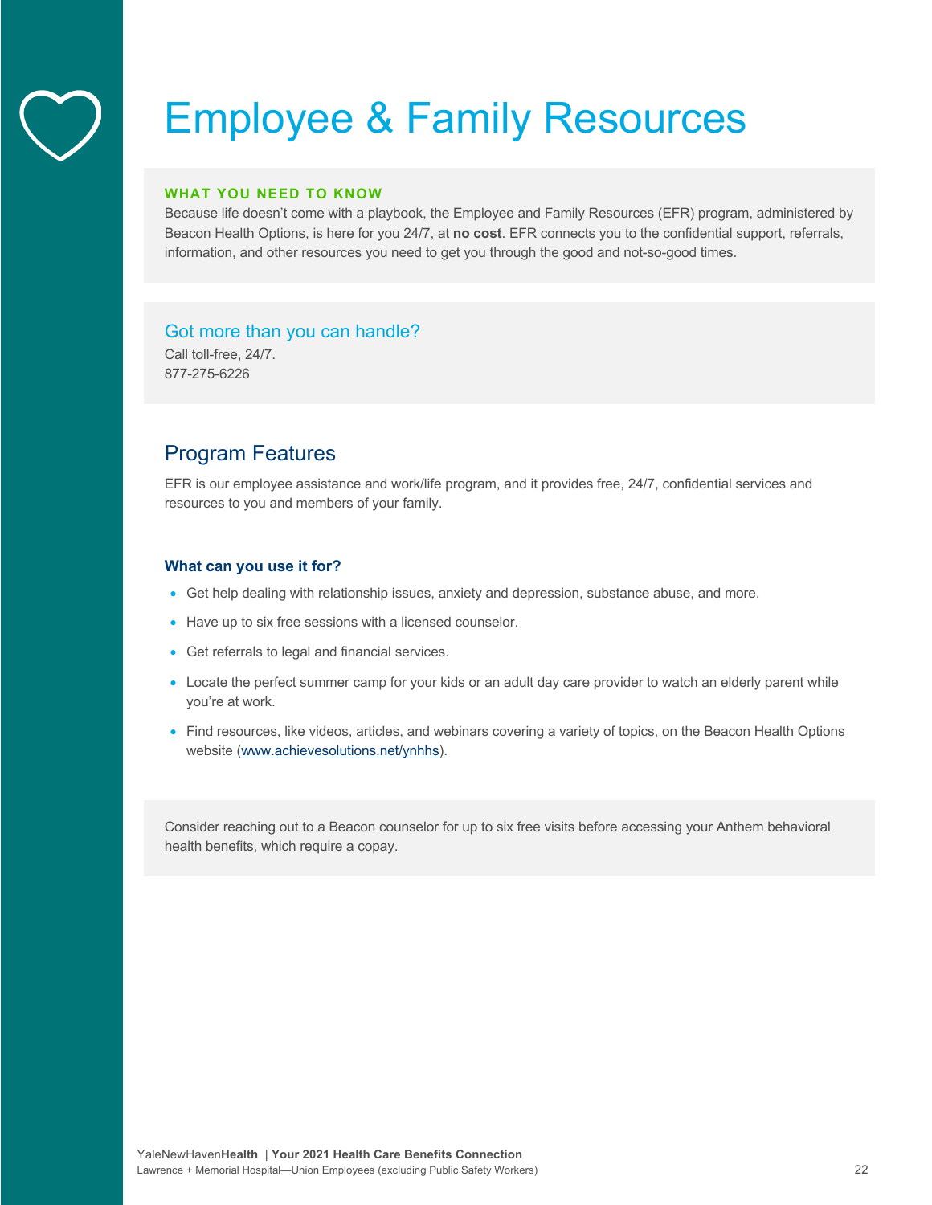# Employee & Family Resources

**WHAT YOU NEED TO KNOW**

Because life doesn't come with a playbook, the Employee and Family Resources (EFR) program, administered by Beacon Health Options, is here for you 24/7, at **no cost**. EFR connects you to the confidential support, referrals, information, and other resources you need to get you through the good and not-so-good times.

### Got more than you can handle?

Call toll-free, 24/7.
877-275-6226

## Program Features

EFR is our employee assistance and work/life program, and it provides free, 24/7, confidential services and resources to you and members of your family.

### What can you use it for?

- Get help dealing with relationship issues, anxiety and depression, substance abuse, and more.
- Have up to six free sessions with a licensed counselor.
- Get referrals to legal and financial services.
- Locate the perfect summer camp for your kids or an adult day care provider to watch an elderly parent while you're at work.
- Find resources, like videos, articles, and webinars covering a variety of topics, on the Beacon Health Options website (www.achievesolutions.net/ynhhs).

Consider reaching out to a Beacon counselor for up to six free visits before accessing your Anthem behavioral health benefits, which require a copay.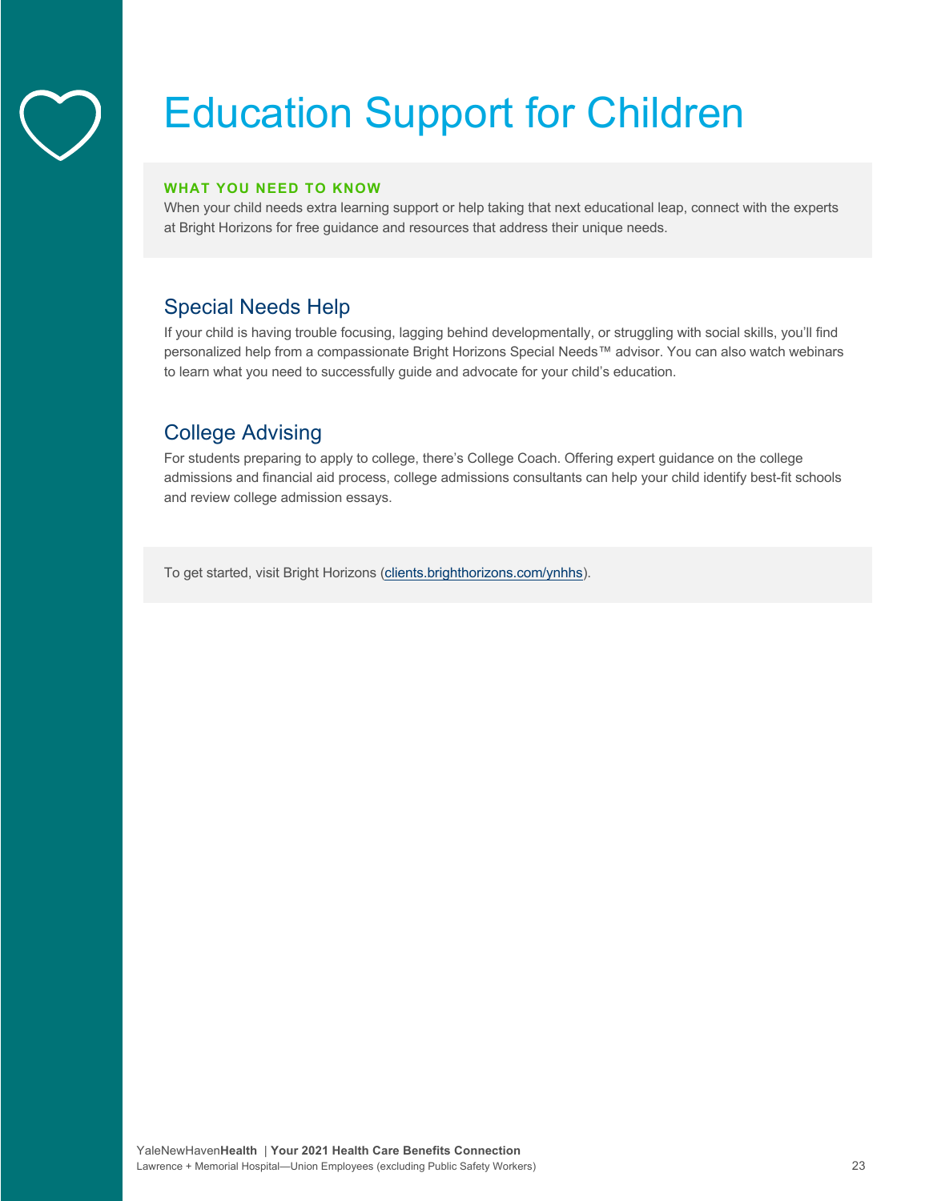# Education Support for Children

**WHAT YOU NEED TO KNOW**

When your child needs extra learning support or help taking that next educational leap, connect with the experts at Bright Horizons for free guidance and resources that address their unique needs.

## Special Needs Help

If your child is having trouble focusing, lagging behind developmentally, or struggling with social skills, you'll find personalized help from a compassionate Bright Horizons Special Needs™ advisor. You can also watch webinars to learn what you need to successfully guide and advocate for your child's education.

## College Advising

For students preparing to apply to college, there's College Coach. Offering expert guidance on the college admissions and financial aid process, college admissions consultants can help your child identify best-fit schools and review college admission essays.

To get started, visit Bright Horizons (clients.brighthorizons.com/ynhhs).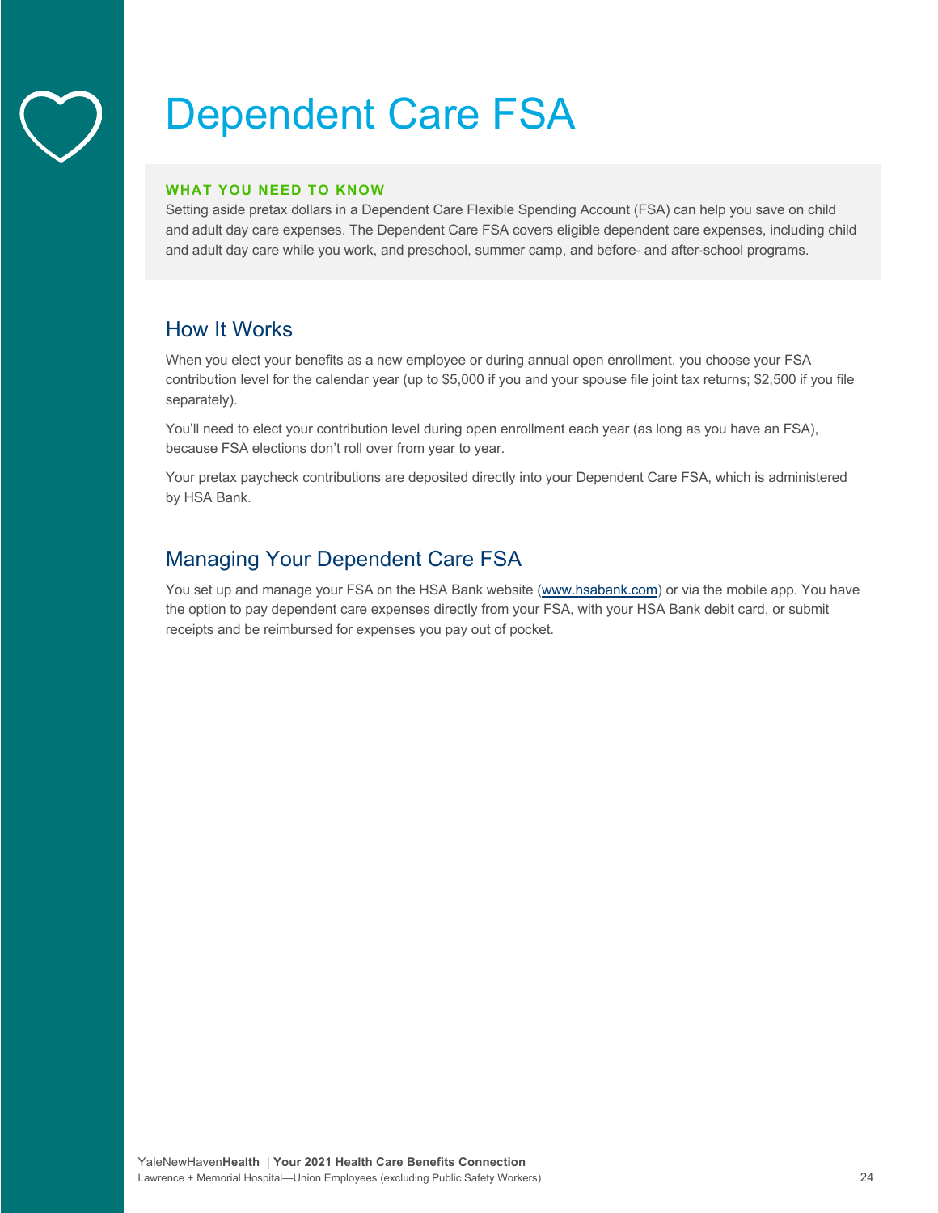# Dependent Care FSA

**WHAT YOU NEED TO KNOW**

Setting aside pretax dollars in a Dependent Care Flexible Spending Account (FSA) can help you save on child and adult day care expenses. The Dependent Care FSA covers eligible dependent care expenses, including child and adult day care while you work, and preschool, summer camp, and before- and after-school programs.

## How It Works

When you elect your benefits as a new employee or during annual open enrollment, you choose your FSA contribution level for the calendar year (up to $5,000 if you and your spouse file joint tax returns; $2,500 if you file separately).

You'll need to elect your contribution level during open enrollment each year (as long as you have an FSA), because FSA elections don't roll over from year to year.

Your pretax paycheck contributions are deposited directly into your Dependent Care FSA, which is administered by HSA Bank.

## Managing Your Dependent Care FSA

You set up and manage your FSA on the HSA Bank website (www.hsabank.com) or via the mobile app. You have the option to pay dependent care expenses directly from your FSA, with your HSA Bank debit card, or submit receipts and be reimbursed for expenses you pay out of pocket.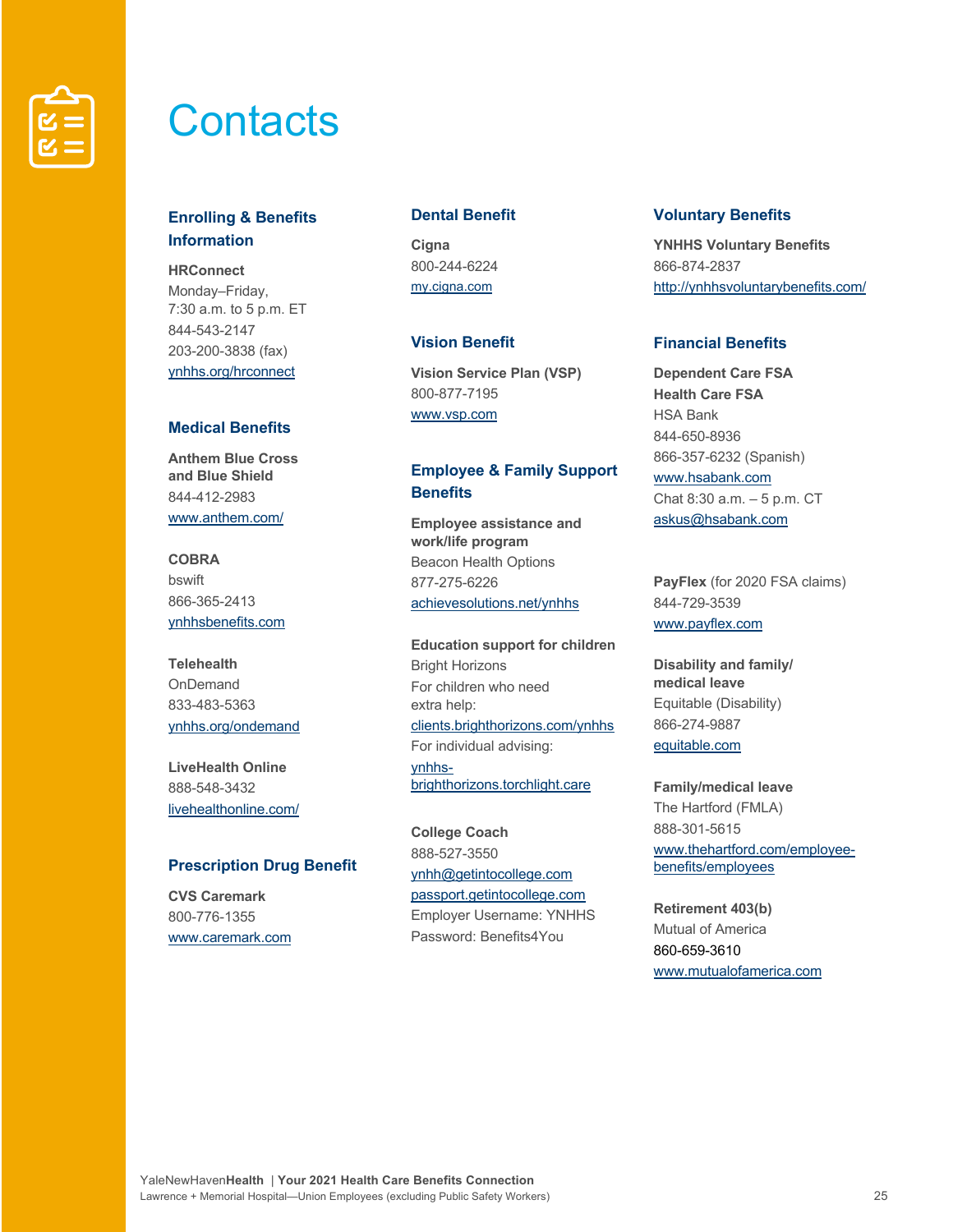# Contacts

## Enrolling & Benefits Information

**HRConnect**
Monday–Friday,
7:30 a.m. to 5 p.m. ET
844-543-2147
203-200-3838 (fax)
ynhhs.org/hrconnect

## Medical Benefits

**Anthem Blue Cross and Blue Shield**
844-412-2983
www.anthem.com/

**COBRA**
bswift
866-365-2413
ynhhsbenefits.com

**Telehealth**
OnDemand
833-483-5363
ynhhs.org/ondemand

**LiveHealth Online**
888-548-3432
livehealthonline.com/

## Prescription Drug Benefit

**CVS Caremark**
800-776-1355
www.caremark.com

## Dental Benefit

**Cigna**
800-244-6224
my.cigna.com

## Vision Benefit

**Vision Service Plan (VSP)**
800-877-7195
www.vsp.com

## Employee & Family Support Benefits

**Employee assistance and work/life program**
Beacon Health Options
877-275-6226
achievesolutions.net/ynhhs

**Education support for children**
Bright Horizons
For children who need extra help:
clients.brighthorizons.com/ynhhs
For individual advising:
ynhhs-brighthorizons.torchlight.care

**College Coach**
888-527-3550
ynhh@getintocollege.com
passport.getintocollege.com
Employer Username: YNHHS
Password: Benefits4You

## Voluntary Benefits

**YNHHS Voluntary Benefits**
866-874-2837
http://ynhhsvoluntarybenefits.com/

## Financial Benefits

**Dependent Care FSA**
**Health Care FSA**
HSA Bank
844-650-8936
866-357-6232 (Spanish)
www.hsabank.com
Chat 8:30 a.m. – 5 p.m. CT
askus@hsabank.com

**PayFlex** (for 2020 FSA claims)
844-729-3539
www.payflex.com

**Disability and family/medical leave**
Equitable (Disability)
866-274-9887
equitable.com

**Family/medical leave**
The Hartford (FMLA)
888-301-5615
www.thehartford.com/employee-benefits/employees

**Retirement 403(b)**
Mutual of America
860-659-3610
www.mutualofamerica.com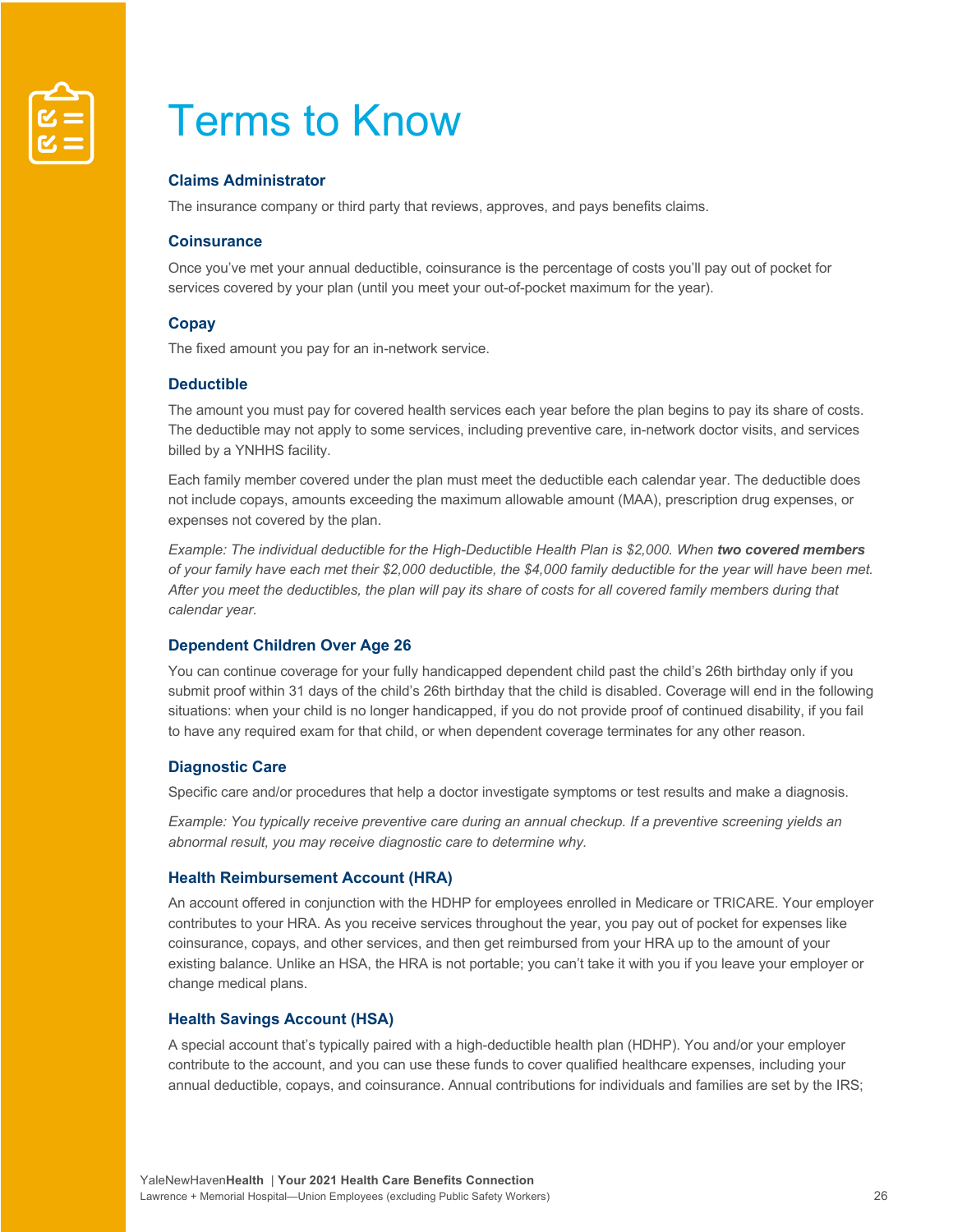# Terms to Know

### Claims Administrator

The insurance company or third party that reviews, approves, and pays benefits claims.

### Coinsurance

Once you've met your annual deductible, coinsurance is the percentage of costs you'll pay out of pocket for services covered by your plan (until you meet your out-of-pocket maximum for the year).

### Copay

The fixed amount you pay for an in-network service.

### Deductible

The amount you must pay for covered health services each year before the plan begins to pay its share of costs. The deductible may not apply to some services, including preventive care, in-network doctor visits, and services billed by a YNHHS facility.

Each family member covered under the plan must meet the deductible each calendar year. The deductible does not include copays, amounts exceeding the maximum allowable amount (MAA), prescription drug expenses, or expenses not covered by the plan.

*Example: The individual deductible for the High-Deductible Health Plan is $2,000. When **two covered members** of your family have each met their $2,000 deductible, the $4,000 family deductible for the year will have been met. After you meet the deductibles, the plan will pay its share of costs for all covered family members during that calendar year.*

### Dependent Children Over Age 26

You can continue coverage for your fully handicapped dependent child past the child's 26th birthday only if you submit proof within 31 days of the child's 26th birthday that the child is disabled. Coverage will end in the following situations: when your child is no longer handicapped, if you do not provide proof of continued disability, if you fail to have any required exam for that child, or when dependent coverage terminates for any other reason.

### Diagnostic Care

Specific care and/or procedures that help a doctor investigate symptoms or test results and make a diagnosis.

*Example: You typically receive preventive care during an annual checkup. If a preventive screening yields an abnormal result, you may receive diagnostic care to determine why.*

### Health Reimbursement Account (HRA)

An account offered in conjunction with the HDHP for employees enrolled in Medicare or TRICARE. Your employer contributes to your HRA. As you receive services throughout the year, you pay out of pocket for expenses like coinsurance, copays, and other services, and then get reimbursed from your HRA up to the amount of your existing balance. Unlike an HSA, the HRA is not portable; you can't take it with you if you leave your employer or change medical plans.

### Health Savings Account (HSA)

A special account that's typically paired with a high-deductible health plan (HDHP). You and/or your employer contribute to the account, and you can use these funds to cover qualified healthcare expenses, including your annual deductible, copays, and coinsurance. Annual contributions for individuals and families are set by the IRS;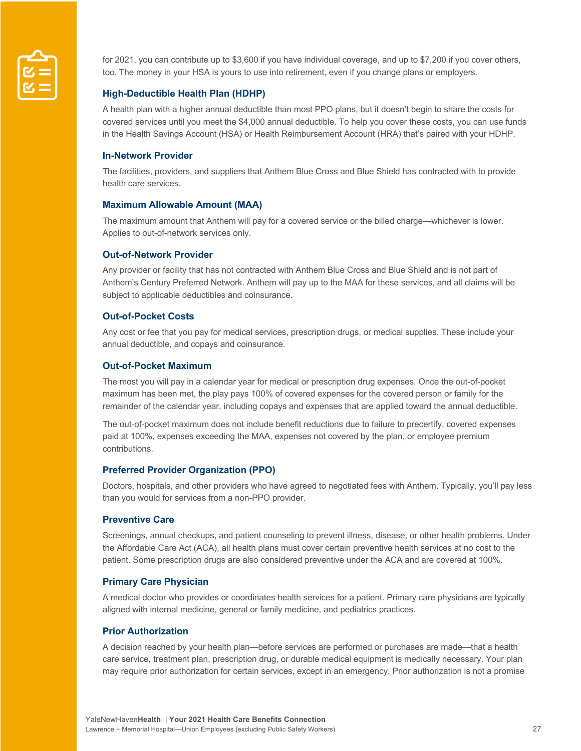for 2021, you can contribute up to $3,600 if you have individual coverage, and up to $7,200 if you cover others, too. The money in your HSA is yours to use into retirement, even if you change plans or employers.

### High-Deductible Health Plan (HDHP)

A health plan with a higher annual deductible than most PPO plans, but it doesn't begin to share the costs for covered services until you meet the $4,000 annual deductible. To help you cover these costs, you can use funds in the Health Savings Account (HSA) or Health Reimbursement Account (HRA) that's paired with your HDHP.

### In-Network Provider

The facilities, providers, and suppliers that Anthem Blue Cross and Blue Shield has contracted with to provide health care services.

### Maximum Allowable Amount (MAA)

The maximum amount that Anthem will pay for a covered service or the billed charge—whichever is lower. Applies to out-of-network services only.

### Out-of-Network Provider

Any provider or facility that has not contracted with Anthem Blue Cross and Blue Shield and is not part of Anthem's Century Preferred Network. Anthem will pay up to the MAA for these services, and all claims will be subject to applicable deductibles and coinsurance.

### Out-of-Pocket Costs

Any cost or fee that you pay for medical services, prescription drugs, or medical supplies. These include your annual deductible, and copays and coinsurance.

### Out-of-Pocket Maximum

The most you will pay in a calendar year for medical or prescription drug expenses. Once the out-of-pocket maximum has been met, the play pays 100% of covered expenses for the covered person or family for the remainder of the calendar year, including copays and expenses that are applied toward the annual deductible.

The out-of-pocket maximum does not include benefit reductions due to failure to precertify, covered expenses paid at 100%, expenses exceeding the MAA, expenses not covered by the plan, or employee premium contributions.

### Preferred Provider Organization (PPO)

Doctors, hospitals, and other providers who have agreed to negotiated fees with Anthem. Typically, you'll pay less than you would for services from a non-PPO provider.

### Preventive Care

Screenings, annual checkups, and patient counseling to prevent illness, disease, or other health problems. Under the Affordable Care Act (ACA), all health plans must cover certain preventive health services at no cost to the patient. Some prescription drugs are also considered preventive under the ACA and are covered at 100%.

### Primary Care Physician

A medical doctor who provides or coordinates health services for a patient. Primary care physicians are typically aligned with internal medicine, general or family medicine, and pediatrics practices.

### Prior Authorization

A decision reached by your health plan—before services are performed or purchases are made—that a health care service, treatment plan, prescription drug, or durable medical equipment is medically necessary. Your plan may require prior authorization for certain services, except in an emergency. Prior authorization is not a promise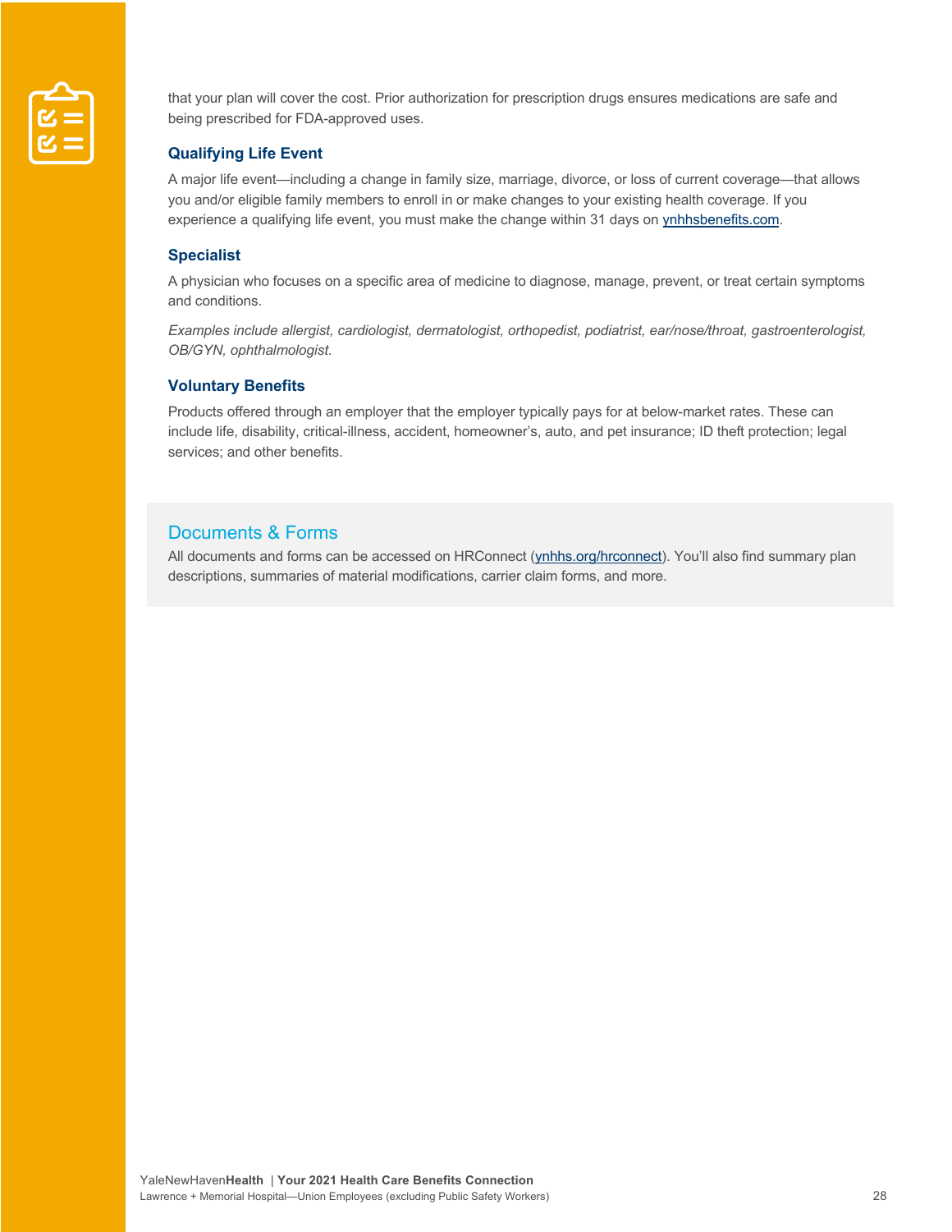that your plan will cover the cost. Prior authorization for prescription drugs ensures medications are safe and being prescribed for FDA-approved uses.

### Qualifying Life Event

A major life event—including a change in family size, marriage, divorce, or loss of current coverage—that allows you and/or eligible family members to enroll in or make changes to your existing health coverage. If you experience a qualifying life event, you must make the change within 31 days on ynhhsbenefits.com.

### Specialist

A physician who focuses on a specific area of medicine to diagnose, manage, prevent, or treat certain symptoms and conditions.

*Examples include allergist, cardiologist, dermatologist, orthopedist, podiatrist, ear/nose/throat, gastroenterologist, OB/GYN, ophthalmologist.*

### Voluntary Benefits

Products offered through an employer that the employer typically pays for at below-market rates. These can include life, disability, critical-illness, accident, homeowner's, auto, and pet insurance; ID theft protection; legal services; and other benefits.

## Documents & Forms

All documents and forms can be accessed on HRConnect (ynhhs.org/hrconnect). You'll also find summary plan descriptions, summaries of material modifications, carrier claim forms, and more.